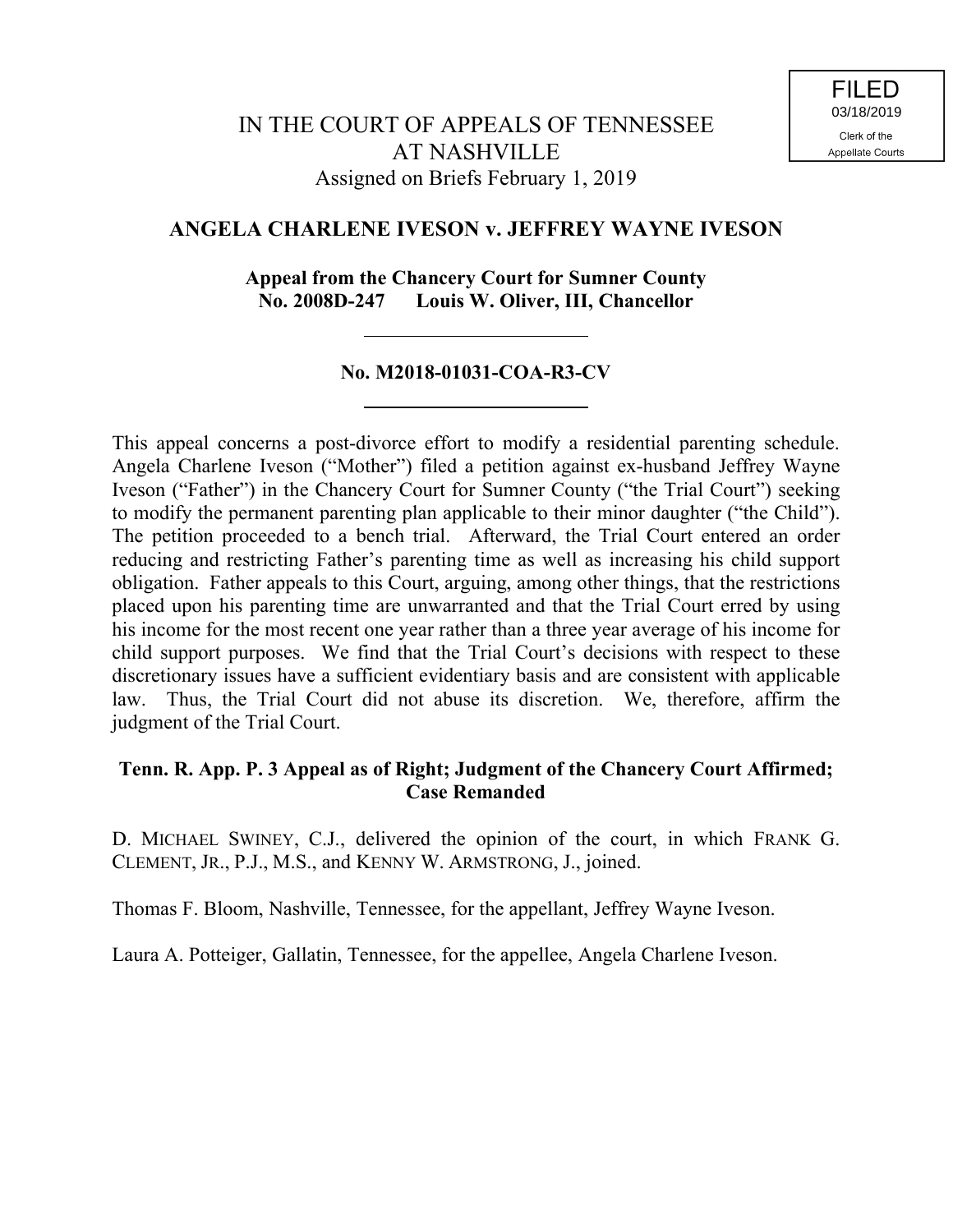FILED
03/18/2019
Clerk of the
Appellate Courts

# IN THE COURT OF APPEALS OF TENNESSEE AT NASHVILLE

Assigned on Briefs February 1, 2019

## ANGELA CHARLENE IVESON v. JEFFREY WAYNE IVESON

**Appeal from the Chancery Court for Sumner County**
**No. 2008D-247 Louis W. Oliver, III, Chancellor**

---

**No. M2018-01031-COA-R3-CV**

---

This appeal concerns a post-divorce effort to modify a residential parenting schedule. Angela Charlene Iveson ("Mother") filed a petition against ex-husband Jeffrey Wayne Iveson ("Father") in the Chancery Court for Sumner County ("the Trial Court") seeking to modify the permanent parenting plan applicable to their minor daughter ("the Child"). The petition proceeded to a bench trial. Afterward, the Trial Court entered an order reducing and restricting Father's parenting time as well as increasing his child support obligation. Father appeals to this Court, arguing, among other things, that the restrictions placed upon his parenting time are unwarranted and that the Trial Court erred by using his income for the most recent one year rather than a three year average of his income for child support purposes. We find that the Trial Court's decisions with respect to these discretionary issues have a sufficient evidentiary basis and are consistent with applicable law. Thus, the Trial Court did not abuse its discretion. We, therefore, affirm the judgment of the Trial Court.

**Tenn. R. App. P. 3 Appeal as of Right; Judgment of the Chancery Court Affirmed; Case Remanded**

D. MICHAEL SWINEY, C.J., delivered the opinion of the court, in which FRANK G. CLEMENT, JR., P.J., M.S., and KENNY W. ARMSTRONG, J., joined.

Thomas F. Bloom, Nashville, Tennessee, for the appellant, Jeffrey Wayne Iveson.

Laura A. Potteiger, Gallatin, Tennessee, for the appellee, Angela Charlene Iveson.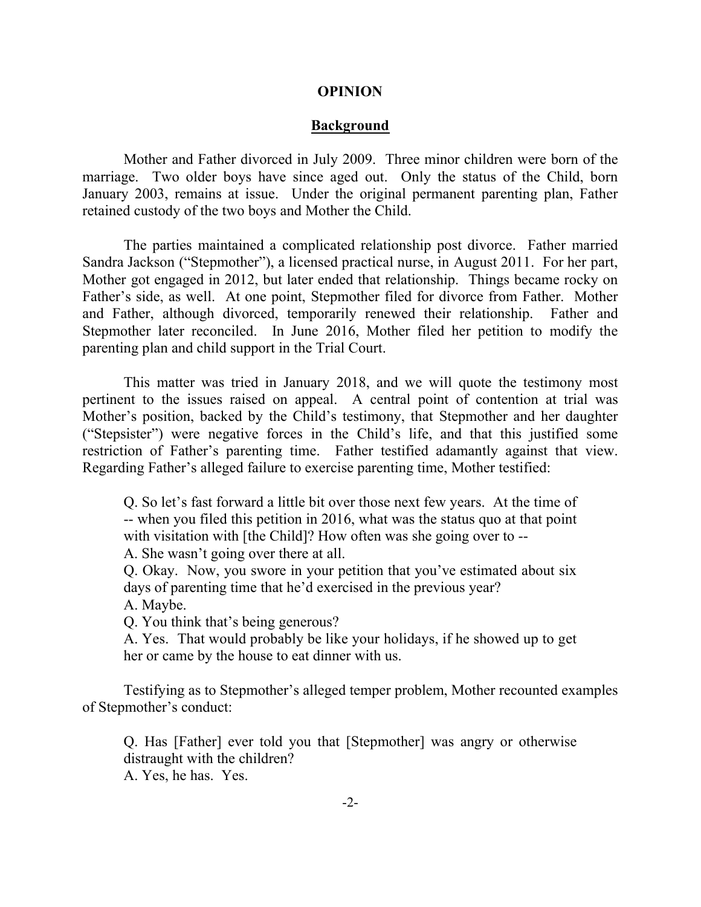## OPINION

### Background

Mother and Father divorced in July 2009. Three minor children were born of the marriage. Two older boys have since aged out. Only the status of the Child, born January 2003, remains at issue. Under the original permanent parenting plan, Father retained custody of the two boys and Mother the Child.

The parties maintained a complicated relationship post divorce. Father married Sandra Jackson ("Stepmother"), a licensed practical nurse, in August 2011. For her part, Mother got engaged in 2012, but later ended that relationship. Things became rocky on Father's side, as well. At one point, Stepmother filed for divorce from Father. Mother and Father, although divorced, temporarily renewed their relationship. Father and Stepmother later reconciled. In June 2016, Mother filed her petition to modify the parenting plan and child support in the Trial Court.

This matter was tried in January 2018, and we will quote the testimony most pertinent to the issues raised on appeal. A central point of contention at trial was Mother's position, backed by the Child's testimony, that Stepmother and her daughter ("Stepsister") were negative forces in the Child's life, and that this justified some restriction of Father's parenting time. Father testified adamantly against that view. Regarding Father's alleged failure to exercise parenting time, Mother testified:

> Q. So let's fast forward a little bit over those next few years. At the time of -- when you filed this petition in 2016, what was the status quo at that point with visitation with [the Child]? How often was she going over to --
> A. She wasn't going over there at all.
> Q. Okay. Now, you swore in your petition that you've estimated about six days of parenting time that he'd exercised in the previous year?
> A. Maybe.
> Q. You think that's being generous?
> A. Yes. That would probably be like your holidays, if he showed up to get her or came by the house to eat dinner with us.

Testifying as to Stepmother's alleged temper problem, Mother recounted examples of Stepmother's conduct:

> Q. Has [Father] ever told you that [Stepmother] was angry or otherwise distraught with the children?
> A. Yes, he has. Yes.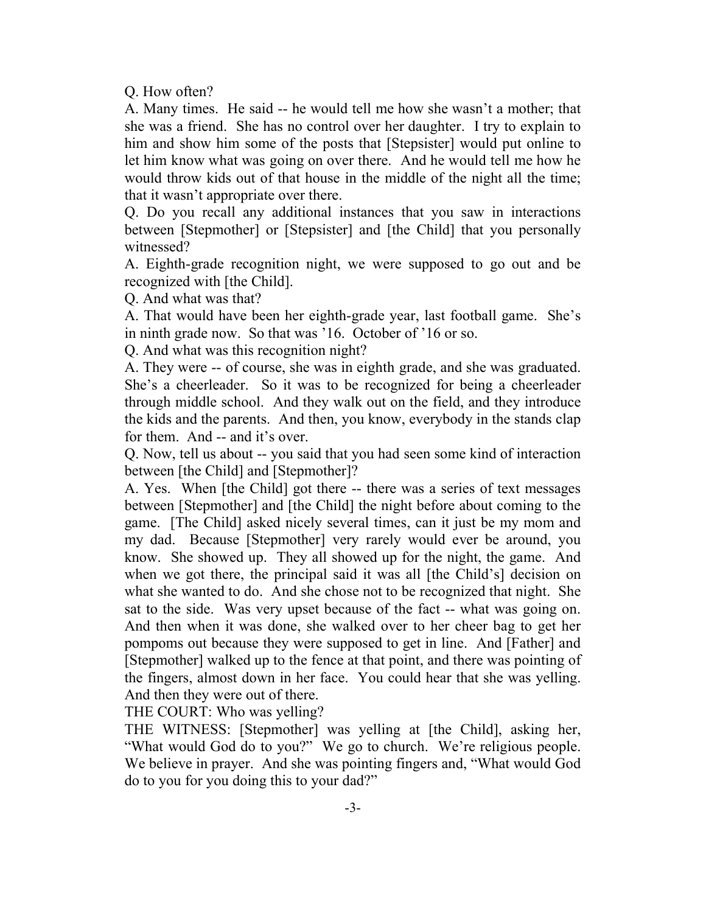Q. How often?

A. Many times. He said -- he would tell me how she wasn't a mother; that she was a friend. She has no control over her daughter. I try to explain to him and show him some of the posts that [Stepsister] would put online to let him know what was going on over there. And he would tell me how he would throw kids out of that house in the middle of the night all the time; that it wasn't appropriate over there.

Q. Do you recall any additional instances that you saw in interactions between [Stepmother] or [Stepsister] and [the Child] that you personally witnessed?

A. Eighth-grade recognition night, we were supposed to go out and be recognized with [the Child].

Q. And what was that?

A. That would have been her eighth-grade year, last football game. She's in ninth grade now. So that was '16. October of '16 or so.

Q. And what was this recognition night?

A. They were -- of course, she was in eighth grade, and she was graduated. She's a cheerleader. So it was to be recognized for being a cheerleader through middle school. And they walk out on the field, and they introduce the kids and the parents. And then, you know, everybody in the stands clap for them. And -- and it's over.

Q. Now, tell us about -- you said that you had seen some kind of interaction between [the Child] and [Stepmother]?

A. Yes. When [the Child] got there -- there was a series of text messages between [Stepmother] and [the Child] the night before about coming to the game. [The Child] asked nicely several times, can it just be my mom and my dad. Because [Stepmother] very rarely would ever be around, you know. She showed up. They all showed up for the night, the game. And when we got there, the principal said it was all [the Child's] decision on what she wanted to do. And she chose not to be recognized that night. She sat to the side. Was very upset because of the fact -- what was going on. And then when it was done, she walked over to her cheer bag to get her pompoms out because they were supposed to get in line. And [Father] and [Stepmother] walked up to the fence at that point, and there was pointing of the fingers, almost down in her face. You could hear that she was yelling. And then they were out of there.

THE COURT: Who was yelling?

THE WITNESS: [Stepmother] was yelling at [the Child], asking her, "What would God do to you?" We go to church. We're religious people. We believe in prayer. And she was pointing fingers and, "What would God do to you for you doing this to your dad?"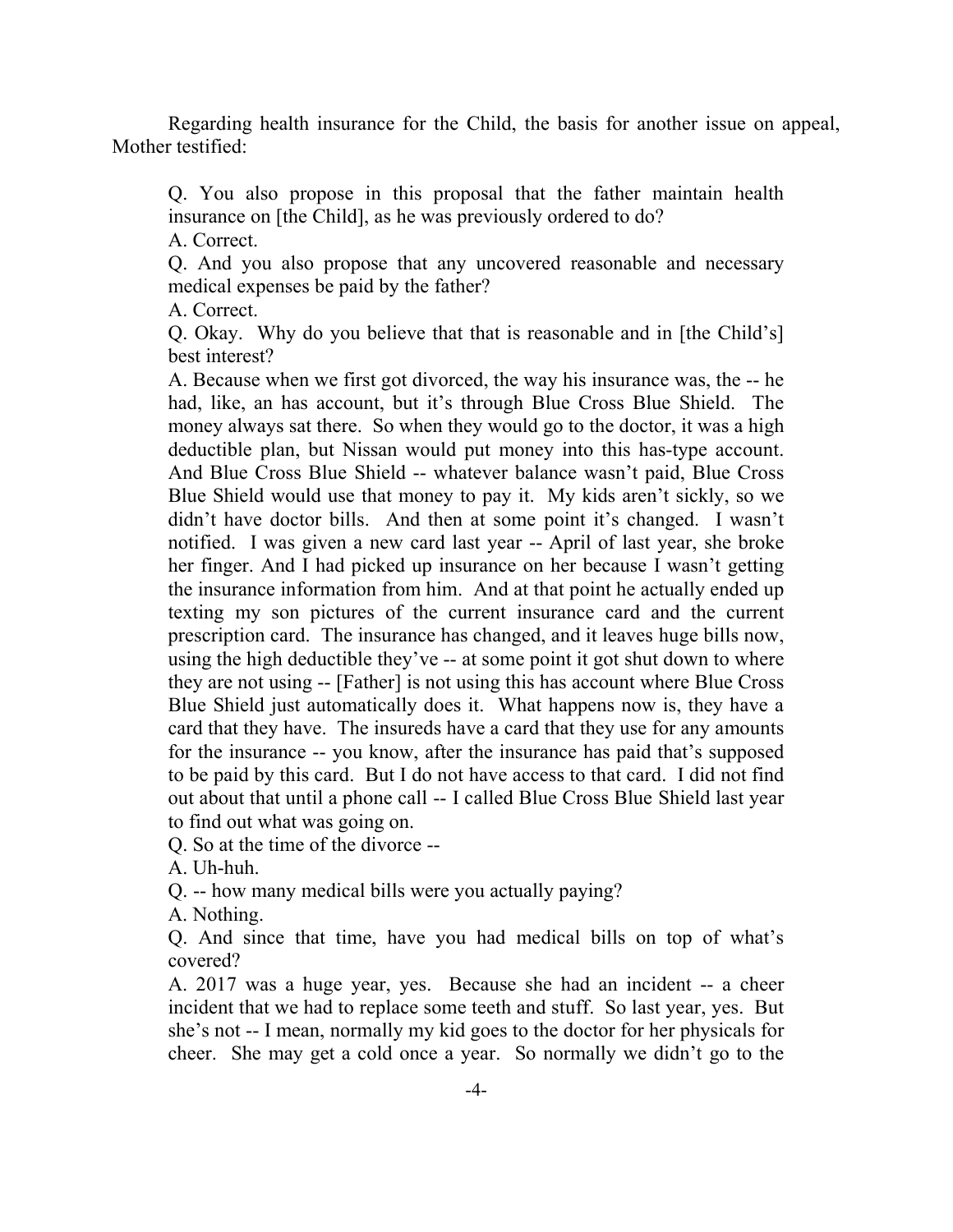Regarding health insurance for the Child, the basis for another issue on appeal, Mother testified:

> Q. You also propose in this proposal that the father maintain health insurance on [the Child], as he was previously ordered to do?
>
> A. Correct.
>
> Q. And you also propose that any uncovered reasonable and necessary medical expenses be paid by the father?
>
> A. Correct.
>
> Q. Okay. Why do you believe that that is reasonable and in [the Child's] best interest?
>
> A. Because when we first got divorced, the way his insurance was, the -- he had, like, an has account, but it's through Blue Cross Blue Shield. The money always sat there. So when they would go to the doctor, it was a high deductible plan, but Nissan would put money into this has-type account. And Blue Cross Blue Shield -- whatever balance wasn't paid, Blue Cross Blue Shield would use that money to pay it. My kids aren't sickly, so we didn't have doctor bills. And then at some point it's changed. I wasn't notified. I was given a new card last year -- April of last year, she broke her finger. And I had picked up insurance on her because I wasn't getting the insurance information from him. And at that point he actually ended up texting my son pictures of the current insurance card and the current prescription card. The insurance has changed, and it leaves huge bills now, using the high deductible they've -- at some point it got shut down to where they are not using -- [Father] is not using this has account where Blue Cross Blue Shield just automatically does it. What happens now is, they have a card that they have. The insureds have a card that they use for any amounts for the insurance -- you know, after the insurance has paid that's supposed to be paid by this card. But I do not have access to that card. I did not find out about that until a phone call -- I called Blue Cross Blue Shield last year to find out what was going on.
>
> Q. So at the time of the divorce --
>
> A. Uh-huh.
>
> Q. -- how many medical bills were you actually paying?
>
> A. Nothing.
>
> Q. And since that time, have you had medical bills on top of what's covered?
>
> A. 2017 was a huge year, yes. Because she had an incident -- a cheer incident that we had to replace some teeth and stuff. So last year, yes. But she's not -- I mean, normally my kid goes to the doctor for her physicals for cheer. She may get a cold once a year. So normally we didn't go to the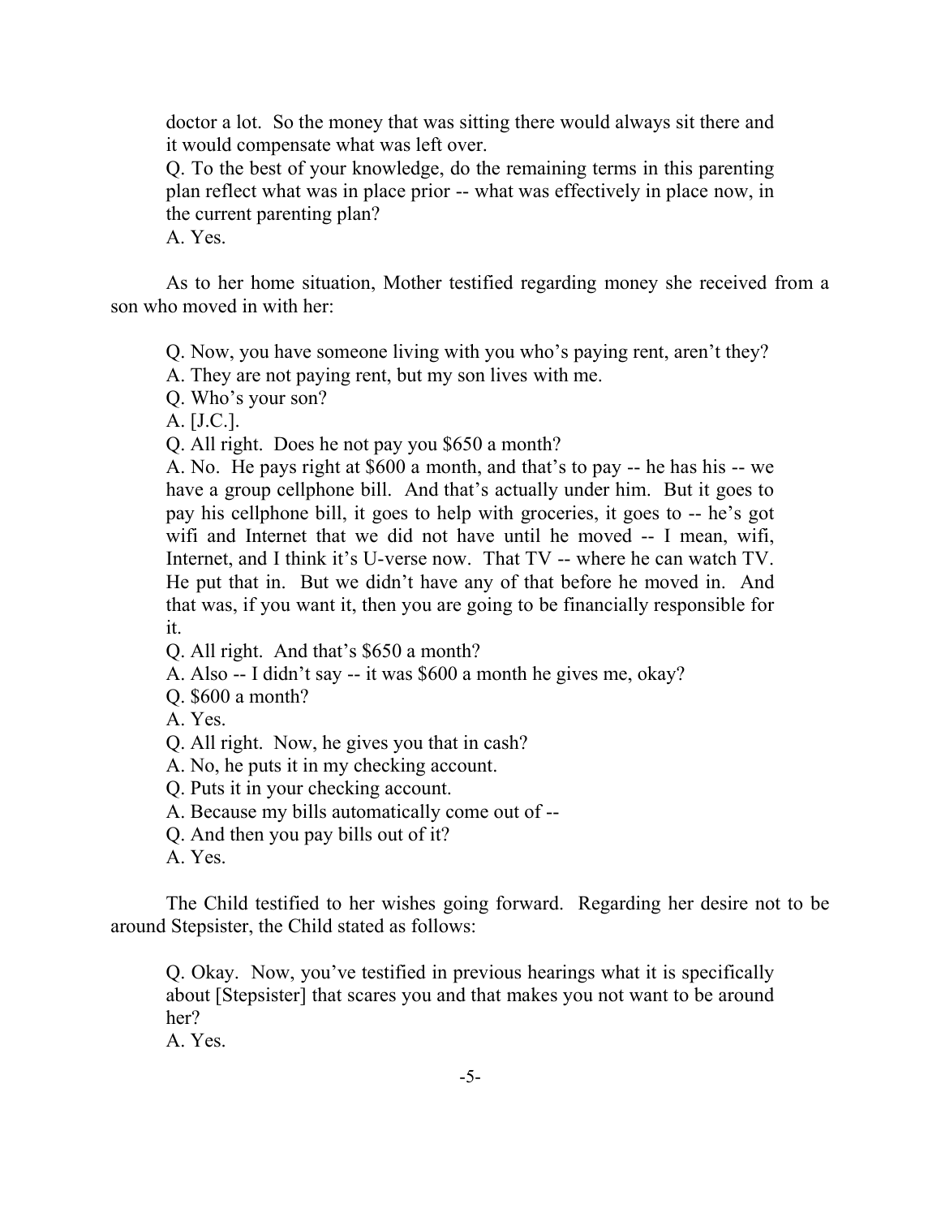doctor a lot. So the money that was sitting there would always sit there and it would compensate what was left over.

Q. To the best of your knowledge, do the remaining terms in this parenting plan reflect what was in place prior -- what was effectively in place now, in the current parenting plan?

A. Yes.

As to her home situation, Mother testified regarding money she received from a son who moved in with her:

Q. Now, you have someone living with you who's paying rent, aren't they?

A. They are not paying rent, but my son lives with me.

Q. Who's your son?

A. [J.C.].

Q. All right. Does he not pay you $650 a month?

A. No. He pays right at $600 a month, and that's to pay -- he has his -- we have a group cellphone bill. And that's actually under him. But it goes to pay his cellphone bill, it goes to help with groceries, it goes to -- he's got wifi and Internet that we did not have until he moved -- I mean, wifi, Internet, and I think it's U-verse now. That TV -- where he can watch TV. He put that in. But we didn't have any of that before he moved in. And that was, if you want it, then you are going to be financially responsible for it.

Q. All right. And that's $650 a month?

A. Also -- I didn't say -- it was $600 a month he gives me, okay?

Q. $600 a month?

A. Yes.

Q. All right. Now, he gives you that in cash?

A. No, he puts it in my checking account.

Q. Puts it in your checking account.

A. Because my bills automatically come out of --

Q. And then you pay bills out of it?

A. Yes.

The Child testified to her wishes going forward. Regarding her desire not to be around Stepsister, the Child stated as follows:

Q. Okay. Now, you've testified in previous hearings what it is specifically about [Stepsister] that scares you and that makes you not want to be around her?

A. Yes.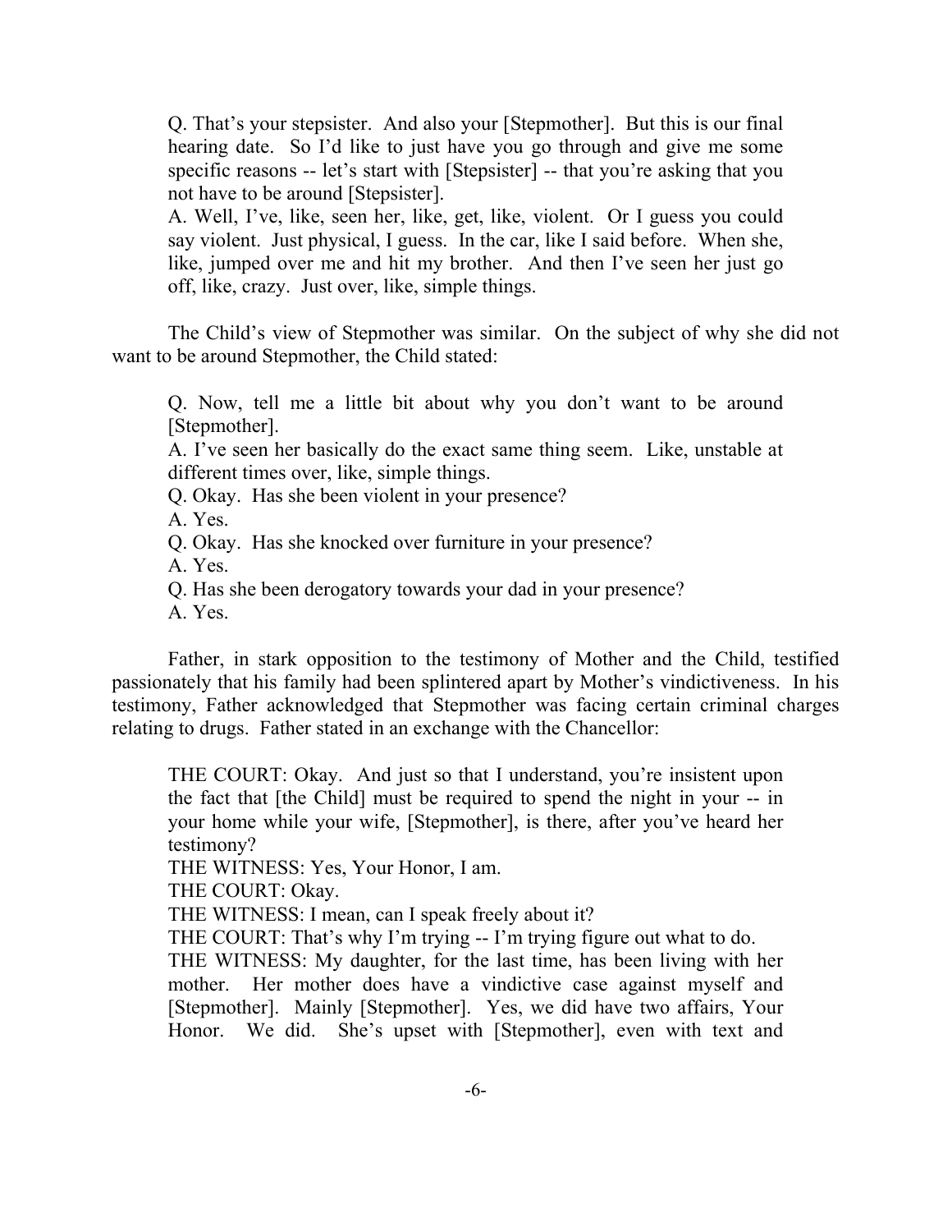> Q. That's your stepsister. And also your [Stepmother]. But this is our final hearing date. So I'd like to just have you go through and give me some specific reasons -- let's start with [Stepsister] -- that you're asking that you not have to be around [Stepsister].
>
> A. Well, I've, like, seen her, like, get, like, violent. Or I guess you could say violent. Just physical, I guess. In the car, like I said before. When she, like, jumped over me and hit my brother. And then I've seen her just go off, like, crazy. Just over, like, simple things.

The Child's view of Stepmother was similar. On the subject of why she did not want to be around Stepmother, the Child stated:

> Q. Now, tell me a little bit about why you don't want to be around [Stepmother].
>
> A. I've seen her basically do the exact same thing seem. Like, unstable at different times over, like, simple things.
>
> Q. Okay. Has she been violent in your presence?
>
> A. Yes.
>
> Q. Okay. Has she knocked over furniture in your presence?
>
> A. Yes.
>
> Q. Has she been derogatory towards your dad in your presence?
>
> A. Yes.

Father, in stark opposition to the testimony of Mother and the Child, testified passionately that his family had been splintered apart by Mother's vindictiveness. In his testimony, Father acknowledged that Stepmother was facing certain criminal charges relating to drugs. Father stated in an exchange with the Chancellor:

> THE COURT: Okay. And just so that I understand, you're insistent upon the fact that [the Child] must be required to spend the night in your -- in your home while your wife, [Stepmother], is there, after you've heard her testimony?
>
> THE WITNESS: Yes, Your Honor, I am.
>
> THE COURT: Okay.
>
> THE WITNESS: I mean, can I speak freely about it?
>
> THE COURT: That's why I'm trying -- I'm trying figure out what to do.
>
> THE WITNESS: My daughter, for the last time, has been living with her mother. Her mother does have a vindictive case against myself and [Stepmother]. Mainly [Stepmother]. Yes, we did have two affairs, Your Honor. We did. She's upset with [Stepmother], even with text and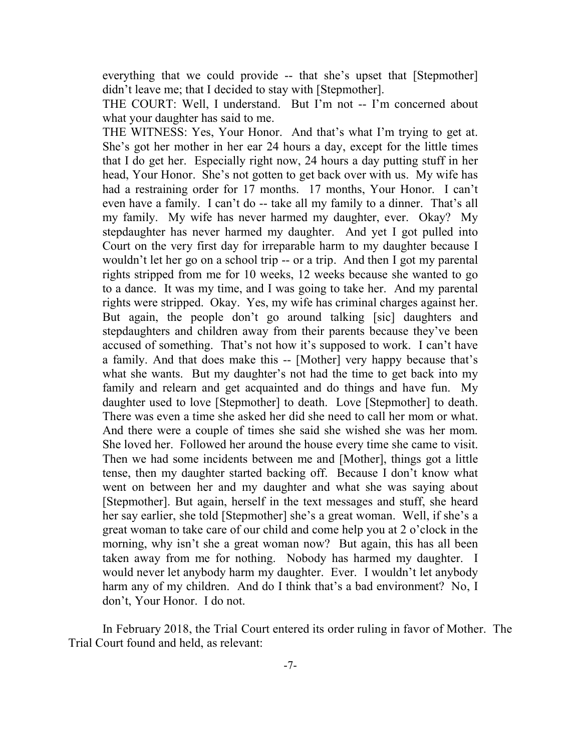everything that we could provide -- that she's upset that [Stepmother] didn't leave me; that I decided to stay with [Stepmother].

THE COURT: Well, I understand. But I'm not -- I'm concerned about what your daughter has said to me.

THE WITNESS: Yes, Your Honor. And that's what I'm trying to get at. She's got her mother in her ear 24 hours a day, except for the little times that I do get her. Especially right now, 24 hours a day putting stuff in her head, Your Honor. She's not gotten to get back over with us. My wife has had a restraining order for 17 months. 17 months, Your Honor. I can't even have a family. I can't do -- take all my family to a dinner. That's all my family. My wife has never harmed my daughter, ever. Okay? My stepdaughter has never harmed my daughter. And yet I got pulled into Court on the very first day for irreparable harm to my daughter because I wouldn't let her go on a school trip -- or a trip. And then I got my parental rights stripped from me for 10 weeks, 12 weeks because she wanted to go to a dance. It was my time, and I was going to take her. And my parental rights were stripped. Okay. Yes, my wife has criminal charges against her. But again, the people don't go around talking [sic] daughters and stepdaughters and children away from their parents because they've been accused of something. That's not how it's supposed to work. I can't have a family. And that does make this -- [Mother] very happy because that's what she wants. But my daughter's not had the time to get back into my family and relearn and get acquainted and do things and have fun. My daughter used to love [Stepmother] to death. Love [Stepmother] to death. There was even a time she asked her did she need to call her mom or what. And there were a couple of times she said she wished she was her mom. She loved her. Followed her around the house every time she came to visit. Then we had some incidents between me and [Mother], things got a little tense, then my daughter started backing off. Because I don't know what went on between her and my daughter and what she was saying about [Stepmother]. But again, herself in the text messages and stuff, she heard her say earlier, she told [Stepmother] she's a great woman. Well, if she's a great woman to take care of our child and come help you at 2 o'clock in the morning, why isn't she a great woman now? But again, this has all been taken away from me for nothing. Nobody has harmed my daughter. I would never let anybody harm my daughter. Ever. I wouldn't let anybody harm any of my children. And do I think that's a bad environment? No, I don't, Your Honor. I do not.

In February 2018, the Trial Court entered its order ruling in favor of Mother. The Trial Court found and held, as relevant: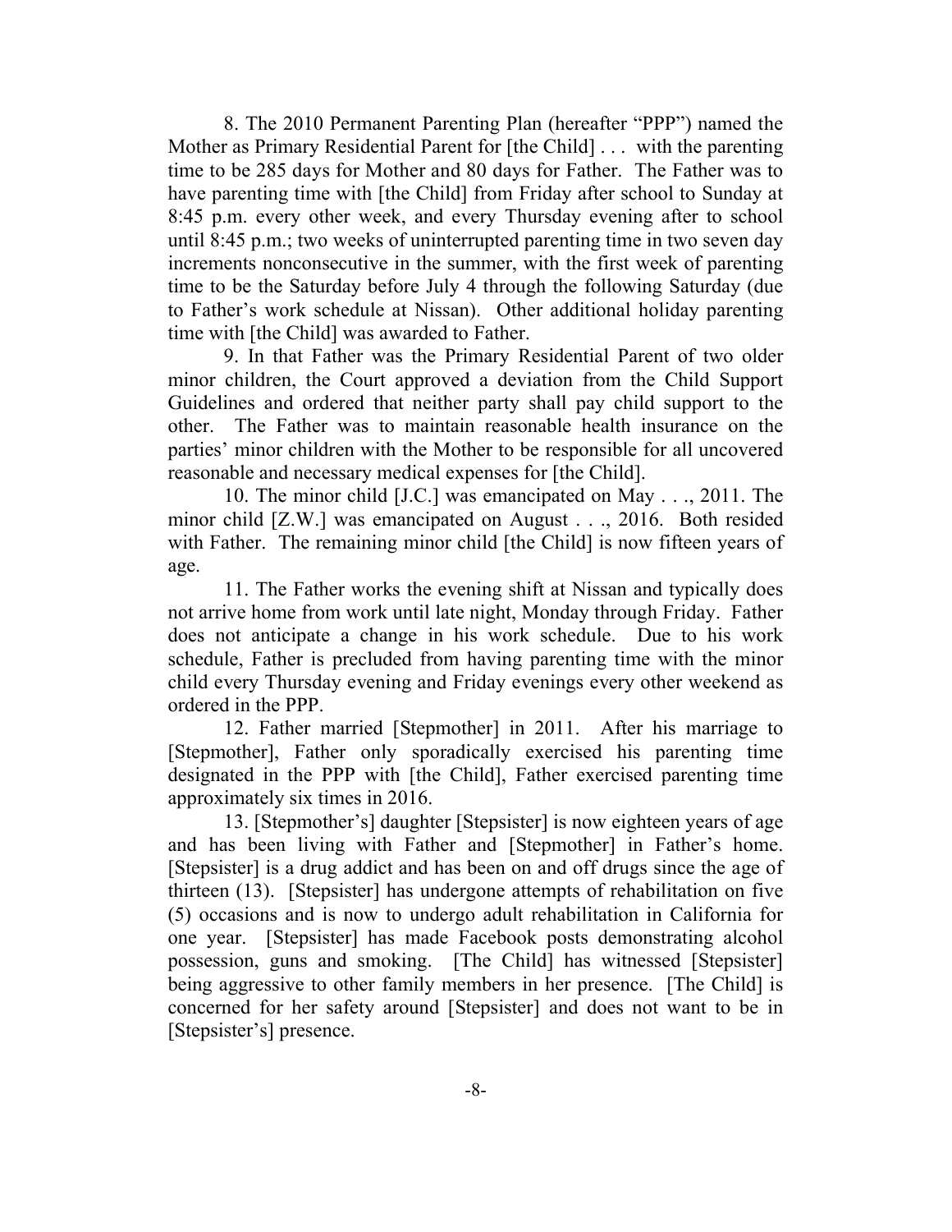8. The 2010 Permanent Parenting Plan (hereafter "PPP") named the Mother as Primary Residential Parent for [the Child] . . . with the parenting time to be 285 days for Mother and 80 days for Father. The Father was to have parenting time with [the Child] from Friday after school to Sunday at 8:45 p.m. every other week, and every Thursday evening after to school until 8:45 p.m.; two weeks of uninterrupted parenting time in two seven day increments nonconsecutive in the summer, with the first week of parenting time to be the Saturday before July 4 through the following Saturday (due to Father's work schedule at Nissan). Other additional holiday parenting time with [the Child] was awarded to Father.

9. In that Father was the Primary Residential Parent of two older minor children, the Court approved a deviation from the Child Support Guidelines and ordered that neither party shall pay child support to the other. The Father was to maintain reasonable health insurance on the parties' minor children with the Mother to be responsible for all uncovered reasonable and necessary medical expenses for [the Child].

10. The minor child [J.C.] was emancipated on May . . ., 2011. The minor child [Z.W.] was emancipated on August . . ., 2016. Both resided with Father. The remaining minor child [the Child] is now fifteen years of age.

11. The Father works the evening shift at Nissan and typically does not arrive home from work until late night, Monday through Friday. Father does not anticipate a change in his work schedule. Due to his work schedule, Father is precluded from having parenting time with the minor child every Thursday evening and Friday evenings every other weekend as ordered in the PPP.

12. Father married [Stepmother] in 2011. After his marriage to [Stepmother], Father only sporadically exercised his parenting time designated in the PPP with [the Child], Father exercised parenting time approximately six times in 2016.

13. [Stepmother's] daughter [Stepsister] is now eighteen years of age and has been living with Father and [Stepmother] in Father's home. [Stepsister] is a drug addict and has been on and off drugs since the age of thirteen (13). [Stepsister] has undergone attempts of rehabilitation on five (5) occasions and is now to undergo adult rehabilitation in California for one year. [Stepsister] has made Facebook posts demonstrating alcohol possession, guns and smoking. [The Child] has witnessed [Stepsister] being aggressive to other family members in her presence. [The Child] is concerned for her safety around [Stepsister] and does not want to be in [Stepsister's] presence.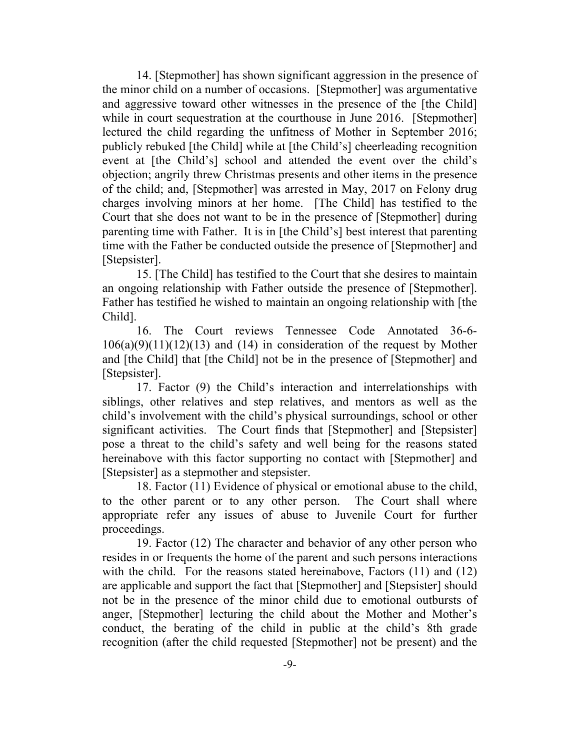14. [Stepmother] has shown significant aggression in the presence of the minor child on a number of occasions. [Stepmother] was argumentative and aggressive toward other witnesses in the presence of the [the Child] while in court sequestration at the courthouse in June 2016. [Stepmother] lectured the child regarding the unfitness of Mother in September 2016; publicly rebuked [the Child] while at [the Child's] cheerleading recognition event at [the Child's] school and attended the event over the child's objection; angrily threw Christmas presents and other items in the presence of the child; and, [Stepmother] was arrested in May, 2017 on Felony drug charges involving minors at her home. [The Child] has testified to the Court that she does not want to be in the presence of [Stepmother] during parenting time with Father. It is in [the Child's] best interest that parenting time with the Father be conducted outside the presence of [Stepmother] and [Stepsister].

15. [The Child] has testified to the Court that she desires to maintain an ongoing relationship with Father outside the presence of [Stepmother]. Father has testified he wished to maintain an ongoing relationship with [the Child].

16. The Court reviews Tennessee Code Annotated 36-6-106(a)(9)(11)(12)(13) and (14) in consideration of the request by Mother and [the Child] that [the Child] not be in the presence of [Stepmother] and [Stepsister].

17. Factor (9) the Child's interaction and interrelationships with siblings, other relatives and step relatives, and mentors as well as the child's involvement with the child's physical surroundings, school or other significant activities. The Court finds that [Stepmother] and [Stepsister] pose a threat to the child's safety and well being for the reasons stated hereinabove with this factor supporting no contact with [Stepmother] and [Stepsister] as a stepmother and stepsister.

18. Factor (11) Evidence of physical or emotional abuse to the child, to the other parent or to any other person. The Court shall where appropriate refer any issues of abuse to Juvenile Court for further proceedings.

19. Factor (12) The character and behavior of any other person who resides in or frequents the home of the parent and such persons interactions with the child. For the reasons stated hereinabove, Factors (11) and (12) are applicable and support the fact that [Stepmother] and [Stepsister] should not be in the presence of the minor child due to emotional outbursts of anger, [Stepmother] lecturing the child about the Mother and Mother's conduct, the berating of the child in public at the child's 8th grade recognition (after the child requested [Stepmother] not be present) and the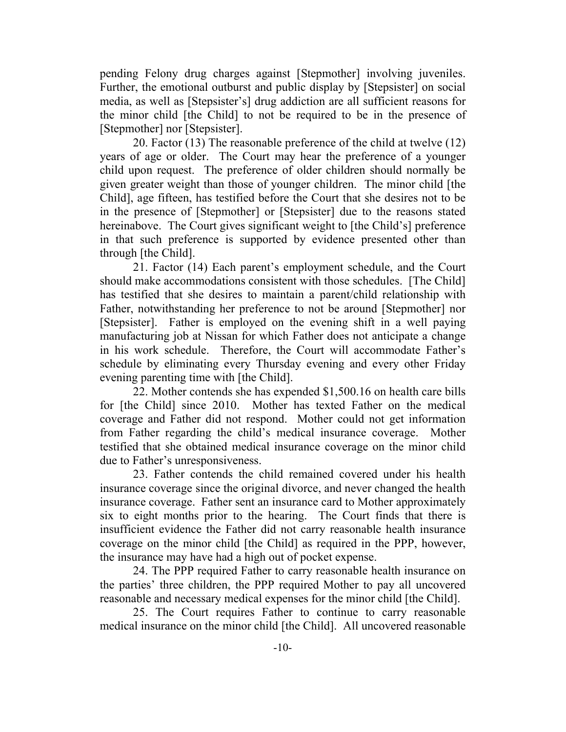pending Felony drug charges against [Stepmother] involving juveniles. Further, the emotional outburst and public display by [Stepsister] on social media, as well as [Stepsister's] drug addiction are all sufficient reasons for the minor child [the Child] to not be required to be in the presence of [Stepmother] nor [Stepsister].

20. Factor (13) The reasonable preference of the child at twelve (12) years of age or older. The Court may hear the preference of a younger child upon request. The preference of older children should normally be given greater weight than those of younger children. The minor child [the Child], age fifteen, has testified before the Court that she desires not to be in the presence of [Stepmother] or [Stepsister] due to the reasons stated hereinabove. The Court gives significant weight to [the Child's] preference in that such preference is supported by evidence presented other than through [the Child].

21. Factor (14) Each parent's employment schedule, and the Court should make accommodations consistent with those schedules. [The Child] has testified that she desires to maintain a parent/child relationship with Father, notwithstanding her preference to not be around [Stepmother] nor [Stepsister]. Father is employed on the evening shift in a well paying manufacturing job at Nissan for which Father does not anticipate a change in his work schedule. Therefore, the Court will accommodate Father's schedule by eliminating every Thursday evening and every other Friday evening parenting time with [the Child].

22. Mother contends she has expended $1,500.16 on health care bills for [the Child] since 2010. Mother has texted Father on the medical coverage and Father did not respond. Mother could not get information from Father regarding the child's medical insurance coverage. Mother testified that she obtained medical insurance coverage on the minor child due to Father's unresponsiveness.

23. Father contends the child remained covered under his health insurance coverage since the original divorce, and never changed the health insurance coverage. Father sent an insurance card to Mother approximately six to eight months prior to the hearing. The Court finds that there is insufficient evidence the Father did not carry reasonable health insurance coverage on the minor child [the Child] as required in the PPP, however, the insurance may have had a high out of pocket expense.

24. The PPP required Father to carry reasonable health insurance on the parties' three children, the PPP required Mother to pay all uncovered reasonable and necessary medical expenses for the minor child [the Child].

25. The Court requires Father to continue to carry reasonable medical insurance on the minor child [the Child]. All uncovered reasonable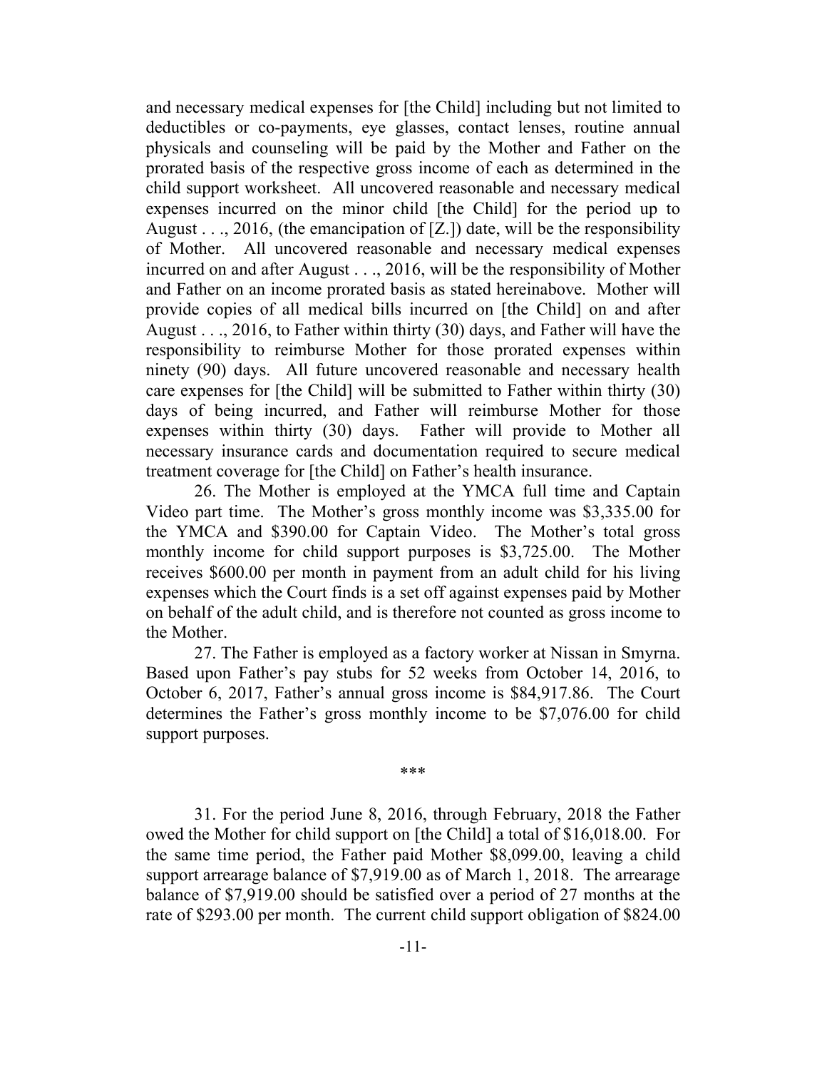and necessary medical expenses for [the Child] including but not limited to deductibles or co-payments, eye glasses, contact lenses, routine annual physicals and counseling will be paid by the Mother and Father on the prorated basis of the respective gross income of each as determined in the child support worksheet. All uncovered reasonable and necessary medical expenses incurred on the minor child [the Child] for the period up to August . . ., 2016, (the emancipation of [Z.]) date, will be the responsibility of Mother. All uncovered reasonable and necessary medical expenses incurred on and after August . . ., 2016, will be the responsibility of Mother and Father on an income prorated basis as stated hereinabove. Mother will provide copies of all medical bills incurred on [the Child] on and after August . . ., 2016, to Father within thirty (30) days, and Father will have the responsibility to reimburse Mother for those prorated expenses within ninety (90) days. All future uncovered reasonable and necessary health care expenses for [the Child] will be submitted to Father within thirty (30) days of being incurred, and Father will reimburse Mother for those expenses within thirty (30) days. Father will provide to Mother all necessary insurance cards and documentation required to secure medical treatment coverage for [the Child] on Father's health insurance.

26. The Mother is employed at the YMCA full time and Captain Video part time. The Mother's gross monthly income was $3,335.00 for the YMCA and $390.00 for Captain Video. The Mother's total gross monthly income for child support purposes is $3,725.00. The Mother receives $600.00 per month in payment from an adult child for his living expenses which the Court finds is a set off against expenses paid by Mother on behalf of the adult child, and is therefore not counted as gross income to the Mother.

27. The Father is employed as a factory worker at Nissan in Smyrna. Based upon Father's pay stubs for 52 weeks from October 14, 2016, to October 6, 2017, Father's annual gross income is $84,917.86. The Court determines the Father's gross monthly income to be $7,076.00 for child support purposes.

\*\*\*

31. For the period June 8, 2016, through February, 2018 the Father owed the Mother for child support on [the Child] a total of $16,018.00. For the same time period, the Father paid Mother $8,099.00, leaving a child support arrearage balance of $7,919.00 as of March 1, 2018. The arrearage balance of $7,919.00 should be satisfied over a period of 27 months at the rate of $293.00 per month. The current child support obligation of $824.00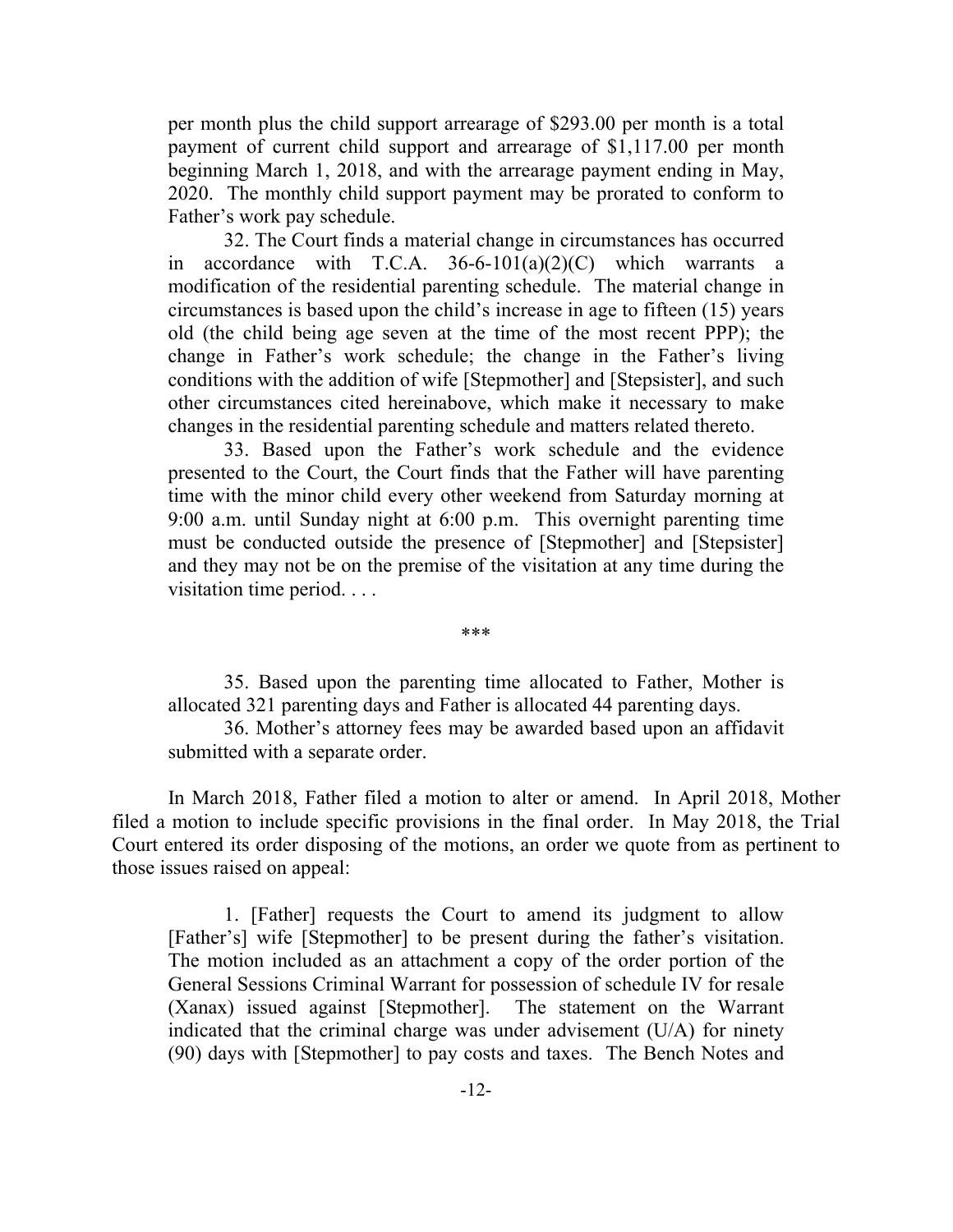per month plus the child support arrearage of $293.00 per month is a total payment of current child support and arrearage of $1,117.00 per month beginning March 1, 2018, and with the arrearage payment ending in May, 2020. The monthly child support payment may be prorated to conform to Father's work pay schedule.

> 32. The Court finds a material change in circumstances has occurred in accordance with T.C.A. 36-6-101(a)(2)(C) which warrants a modification of the residential parenting schedule. The material change in circumstances is based upon the child's increase in age to fifteen (15) years old (the child being age seven at the time of the most recent PPP); the change in Father's work schedule; the change in the Father's living conditions with the addition of wife [Stepmother] and [Stepsister], and such other circumstances cited hereinabove, which make it necessary to make changes in the residential parenting schedule and matters related thereto.
>
> 33. Based upon the Father's work schedule and the evidence presented to the Court, the Court finds that the Father will have parenting time with the minor child every other weekend from Saturday morning at 9:00 a.m. until Sunday night at 6:00 p.m. This overnight parenting time must be conducted outside the presence of [Stepmother] and [Stepsister] and they may not be on the premise of the visitation at any time during the visitation time period. . . .
>
> ***
>
> 35. Based upon the parenting time allocated to Father, Mother is allocated 321 parenting days and Father is allocated 44 parenting days.
>
> 36. Mother's attorney fees may be awarded based upon an affidavit submitted with a separate order.

In March 2018, Father filed a motion to alter or amend. In April 2018, Mother filed a motion to include specific provisions in the final order. In May 2018, the Trial Court entered its order disposing of the motions, an order we quote from as pertinent to those issues raised on appeal:

> 1. [Father] requests the Court to amend its judgment to allow [Father's] wife [Stepmother] to be present during the father's visitation. The motion included as an attachment a copy of the order portion of the General Sessions Criminal Warrant for possession of schedule IV for resale (Xanax) issued against [Stepmother]. The statement on the Warrant indicated that the criminal charge was under advisement (U/A) for ninety (90) days with [Stepmother] to pay costs and taxes. The Bench Notes and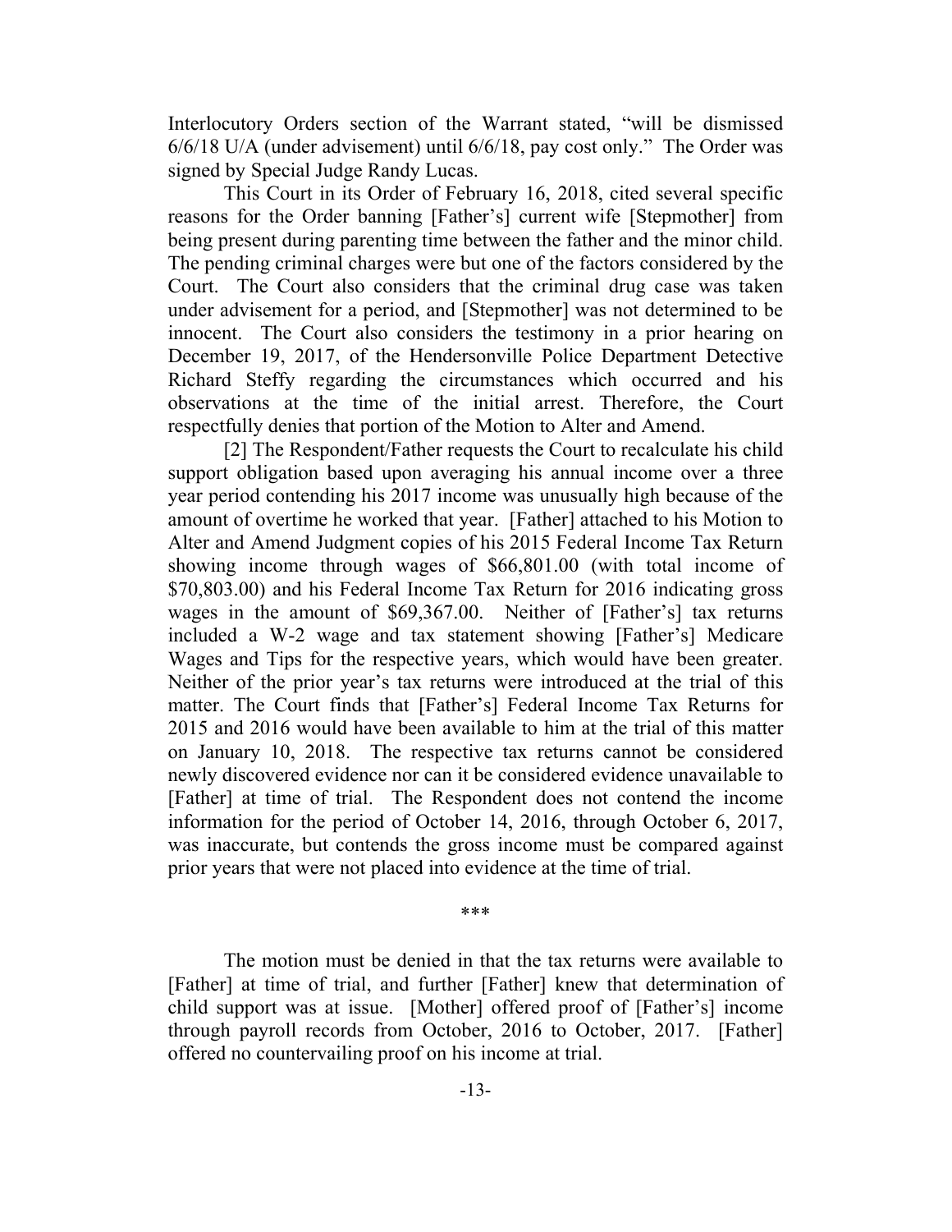Interlocutory Orders section of the Warrant stated, "will be dismissed 6/6/18 U/A (under advisement) until 6/6/18, pay cost only." The Order was signed by Special Judge Randy Lucas.

This Court in its Order of February 16, 2018, cited several specific reasons for the Order banning [Father's] current wife [Stepmother] from being present during parenting time between the father and the minor child. The pending criminal charges were but one of the factors considered by the Court. The Court also considers that the criminal drug case was taken under advisement for a period, and [Stepmother] was not determined to be innocent. The Court also considers the testimony in a prior hearing on December 19, 2017, of the Hendersonville Police Department Detective Richard Steffy regarding the circumstances which occurred and his observations at the time of the initial arrest. Therefore, the Court respectfully denies that portion of the Motion to Alter and Amend.

[2] The Respondent/Father requests the Court to recalculate his child support obligation based upon averaging his annual income over a three year period contending his 2017 income was unusually high because of the amount of overtime he worked that year. [Father] attached to his Motion to Alter and Amend Judgment copies of his 2015 Federal Income Tax Return showing income through wages of $66,801.00 (with total income of $70,803.00) and his Federal Income Tax Return for 2016 indicating gross wages in the amount of $69,367.00. Neither of [Father's] tax returns included a W-2 wage and tax statement showing [Father's] Medicare Wages and Tips for the respective years, which would have been greater. Neither of the prior year's tax returns were introduced at the trial of this matter. The Court finds that [Father's] Federal Income Tax Returns for 2015 and 2016 would have been available to him at the trial of this matter on January 10, 2018. The respective tax returns cannot be considered newly discovered evidence nor can it be considered evidence unavailable to [Father] at time of trial. The Respondent does not contend the income information for the period of October 14, 2016, through October 6, 2017, was inaccurate, but contends the gross income must be compared against prior years that were not placed into evidence at the time of trial.

***

The motion must be denied in that the tax returns were available to [Father] at time of trial, and further [Father] knew that determination of child support was at issue. [Mother] offered proof of [Father's] income through payroll records from October, 2016 to October, 2017. [Father] offered no countervailing proof on his income at trial.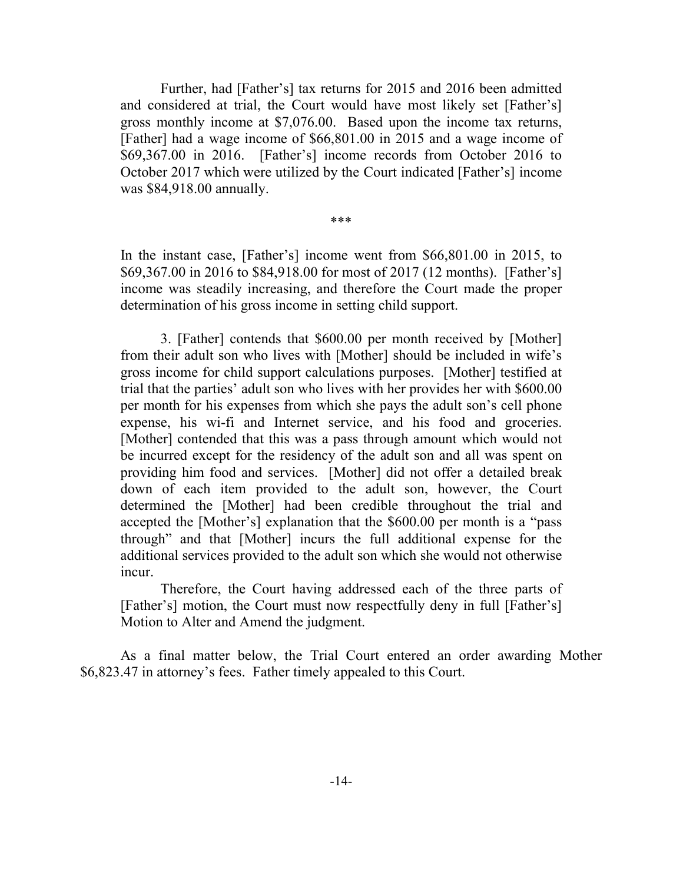Further, had [Father's] tax returns for 2015 and 2016 been admitted and considered at trial, the Court would have most likely set [Father's] gross monthly income at $7,076.00. Based upon the income tax returns, [Father] had a wage income of $66,801.00 in 2015 and a wage income of $69,367.00 in 2016. [Father's] income records from October 2016 to October 2017 which were utilized by the Court indicated [Father's] income was $84,918.00 annually.

***

In the instant case, [Father's] income went from $66,801.00 in 2015, to $69,367.00 in 2016 to $84,918.00 for most of 2017 (12 months). [Father's] income was steadily increasing, and therefore the Court made the proper determination of his gross income in setting child support.

3. [Father] contends that $600.00 per month received by [Mother] from their adult son who lives with [Mother] should be included in wife's gross income for child support calculations purposes. [Mother] testified at trial that the parties' adult son who lives with her provides her with $600.00 per month for his expenses from which she pays the adult son's cell phone expense, his wi-fi and Internet service, and his food and groceries. [Mother] contended that this was a pass through amount which would not be incurred except for the residency of the adult son and all was spent on providing him food and services. [Mother] did not offer a detailed break down of each item provided to the adult son, however, the Court determined the [Mother] had been credible throughout the trial and accepted the [Mother's] explanation that the $600.00 per month is a "pass through" and that [Mother] incurs the full additional expense for the additional services provided to the adult son which she would not otherwise incur.

Therefore, the Court having addressed each of the three parts of [Father's] motion, the Court must now respectfully deny in full [Father's] Motion to Alter and Amend the judgment.

As a final matter below, the Trial Court entered an order awarding Mother $6,823.47 in attorney's fees. Father timely appealed to this Court.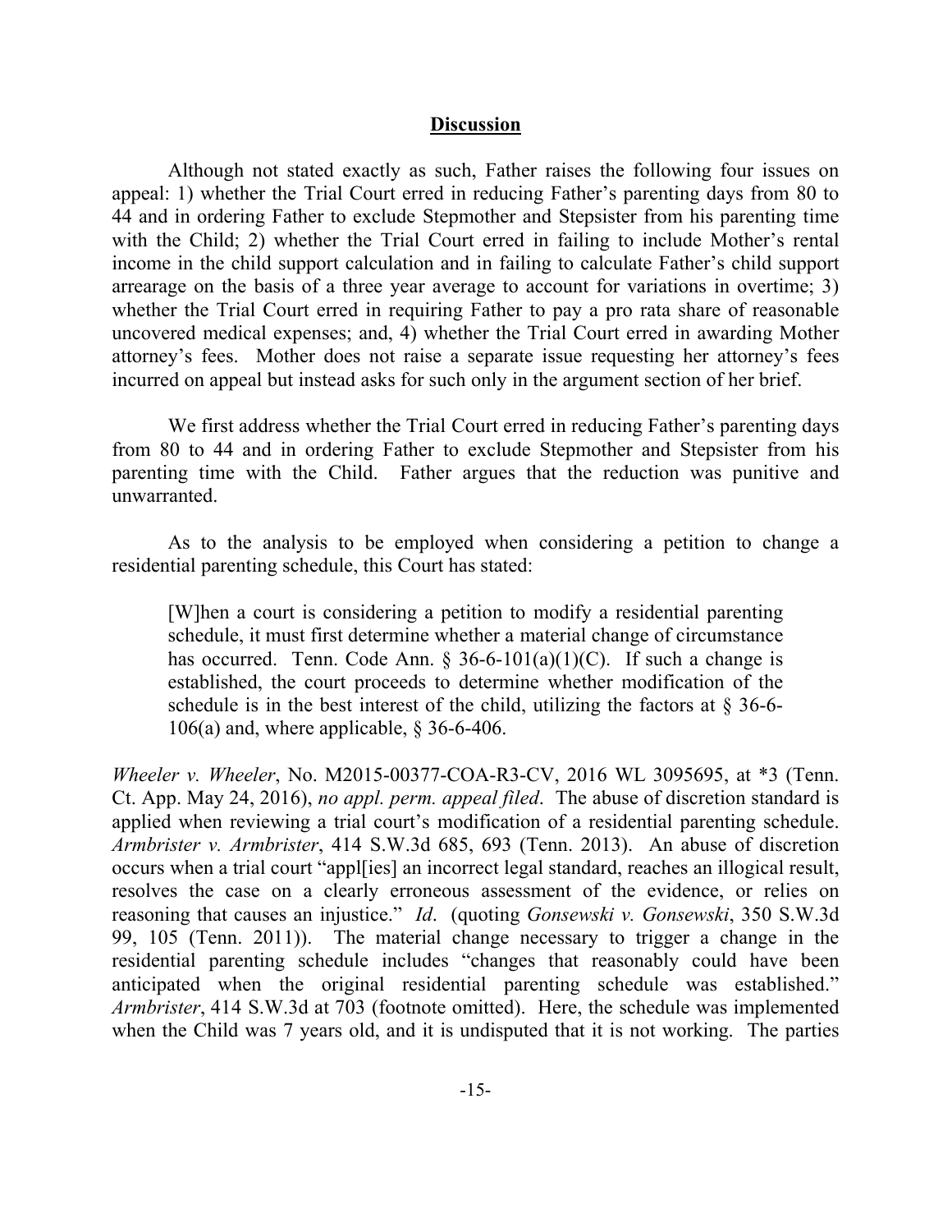## Discussion

Although not stated exactly as such, Father raises the following four issues on appeal: 1) whether the Trial Court erred in reducing Father's parenting days from 80 to 44 and in ordering Father to exclude Stepmother and Stepsister from his parenting time with the Child; 2) whether the Trial Court erred in failing to include Mother's rental income in the child support calculation and in failing to calculate Father's child support arrearage on the basis of a three year average to account for variations in overtime; 3) whether the Trial Court erred in requiring Father to pay a pro rata share of reasonable uncovered medical expenses; and, 4) whether the Trial Court erred in awarding Mother attorney's fees. Mother does not raise a separate issue requesting her attorney's fees incurred on appeal but instead asks for such only in the argument section of her brief.

We first address whether the Trial Court erred in reducing Father's parenting days from 80 to 44 and in ordering Father to exclude Stepmother and Stepsister from his parenting time with the Child. Father argues that the reduction was punitive and unwarranted.

As to the analysis to be employed when considering a petition to change a residential parenting schedule, this Court has stated:

> [W]hen a court is considering a petition to modify a residential parenting schedule, it must first determine whether a material change of circumstance has occurred. Tenn. Code Ann. § 36-6-101(a)(1)(C). If such a change is established, the court proceeds to determine whether modification of the schedule is in the best interest of the child, utilizing the factors at § 36-6-106(a) and, where applicable, § 36-6-406.

*Wheeler v. Wheeler*, No. M2015-00377-COA-R3-CV, 2016 WL 3095695, at *3 (Tenn. Ct. App. May 24, 2016), *no appl. perm. appeal filed*. The abuse of discretion standard is applied when reviewing a trial court's modification of a residential parenting schedule. *Armbrister v. Armbrister*, 414 S.W.3d 685, 693 (Tenn. 2013). An abuse of discretion occurs when a trial court "appl[ies] an incorrect legal standard, reaches an illogical result, resolves the case on a clearly erroneous assessment of the evidence, or relies on reasoning that causes an injustice." *Id*. (quoting *Gonsewski v. Gonsewski*, 350 S.W.3d 99, 105 (Tenn. 2011)). The material change necessary to trigger a change in the residential parenting schedule includes "changes that reasonably could have been anticipated when the original residential parenting schedule was established." *Armbrister*, 414 S.W.3d at 703 (footnote omitted). Here, the schedule was implemented when the Child was 7 years old, and it is undisputed that it is not working. The parties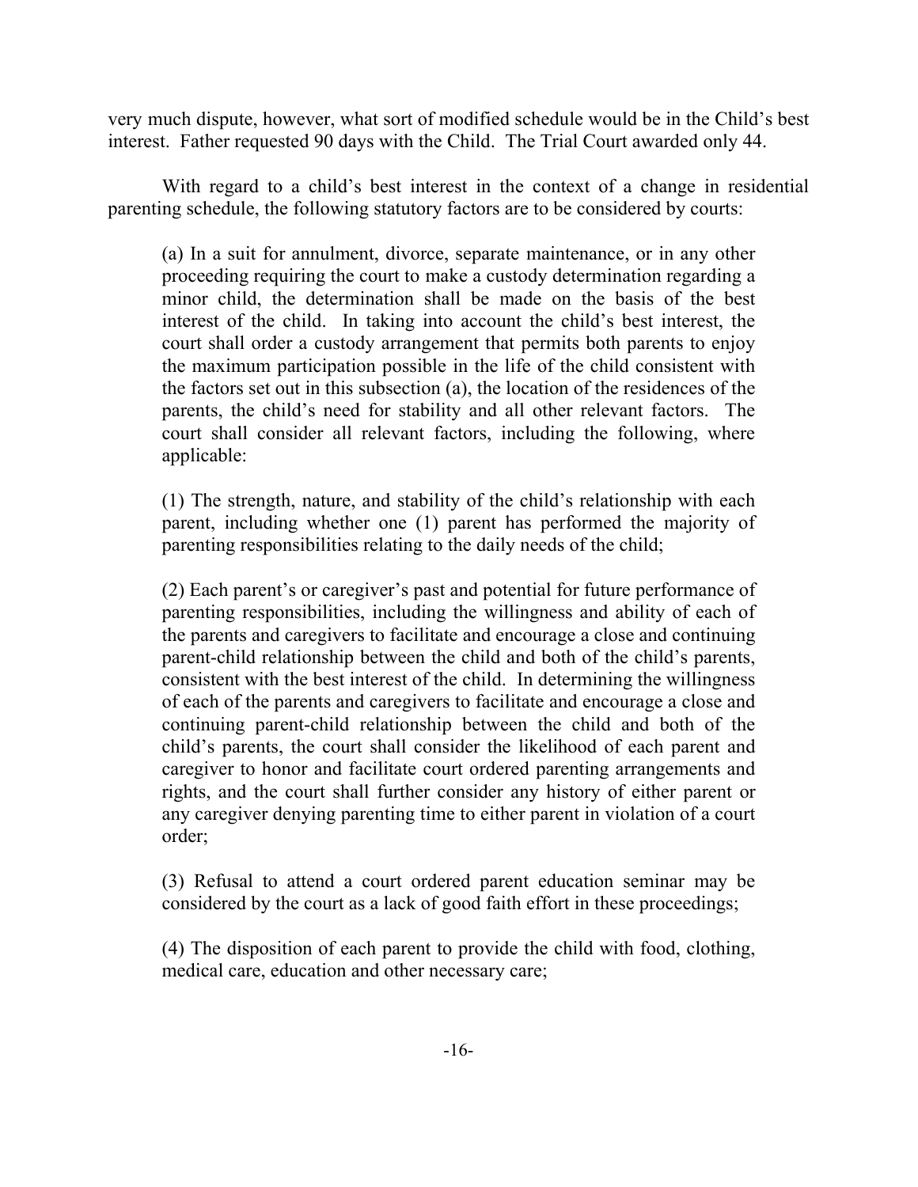very much dispute, however, what sort of modified schedule would be in the Child's best interest. Father requested 90 days with the Child. The Trial Court awarded only 44.

With regard to a child's best interest in the context of a change in residential parenting schedule, the following statutory factors are to be considered by courts:

> (a) In a suit for annulment, divorce, separate maintenance, or in any other proceeding requiring the court to make a custody determination regarding a minor child, the determination shall be made on the basis of the best interest of the child. In taking into account the child's best interest, the court shall order a custody arrangement that permits both parents to enjoy the maximum participation possible in the life of the child consistent with the factors set out in this subsection (a), the location of the residences of the parents, the child's need for stability and all other relevant factors. The court shall consider all relevant factors, including the following, where applicable:
>
> (1) The strength, nature, and stability of the child's relationship with each parent, including whether one (1) parent has performed the majority of parenting responsibilities relating to the daily needs of the child;
>
> (2) Each parent's or caregiver's past and potential for future performance of parenting responsibilities, including the willingness and ability of each of the parents and caregivers to facilitate and encourage a close and continuing parent-child relationship between the child and both of the child's parents, consistent with the best interest of the child. In determining the willingness of each of the parents and caregivers to facilitate and encourage a close and continuing parent-child relationship between the child and both of the child's parents, the court shall consider the likelihood of each parent and caregiver to honor and facilitate court ordered parenting arrangements and rights, and the court shall further consider any history of either parent or any caregiver denying parenting time to either parent in violation of a court order;
>
> (3) Refusal to attend a court ordered parent education seminar may be considered by the court as a lack of good faith effort in these proceedings;
>
> (4) The disposition of each parent to provide the child with food, clothing, medical care, education and other necessary care;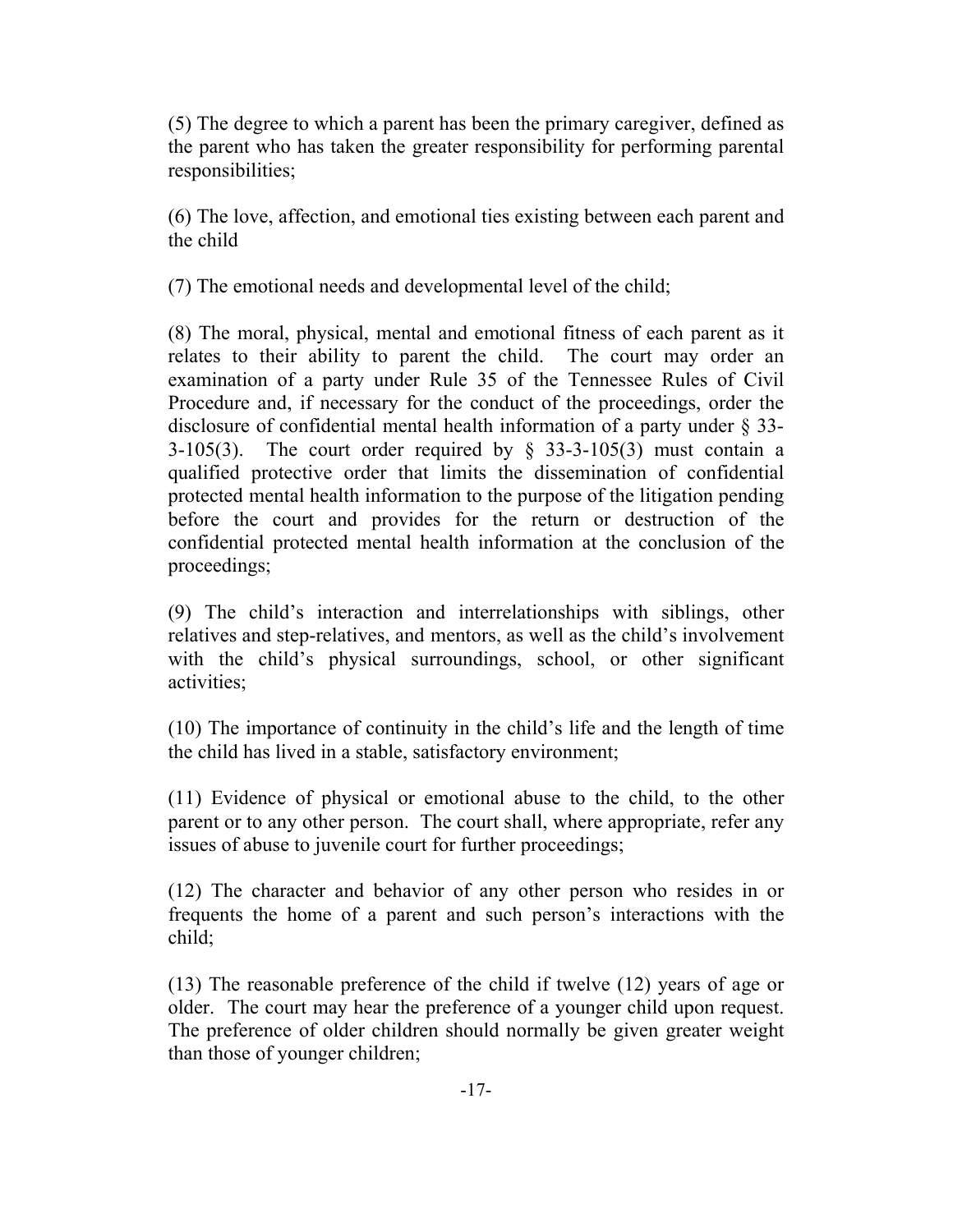(5) The degree to which a parent has been the primary caregiver, defined as the parent who has taken the greater responsibility for performing parental responsibilities;

(6) The love, affection, and emotional ties existing between each parent and the child

(7) The emotional needs and developmental level of the child;

(8) The moral, physical, mental and emotional fitness of each parent as it relates to their ability to parent the child. The court may order an examination of a party under Rule 35 of the Tennessee Rules of Civil Procedure and, if necessary for the conduct of the proceedings, order the disclosure of confidential mental health information of a party under § 33-3-105(3). The court order required by § 33-3-105(3) must contain a qualified protective order that limits the dissemination of confidential protected mental health information to the purpose of the litigation pending before the court and provides for the return or destruction of the confidential protected mental health information at the conclusion of the proceedings;

(9) The child's interaction and interrelationships with siblings, other relatives and step-relatives, and mentors, as well as the child's involvement with the child's physical surroundings, school, or other significant activities;

(10) The importance of continuity in the child's life and the length of time the child has lived in a stable, satisfactory environment;

(11) Evidence of physical or emotional abuse to the child, to the other parent or to any other person. The court shall, where appropriate, refer any issues of abuse to juvenile court for further proceedings;

(12) The character and behavior of any other person who resides in or frequents the home of a parent and such person's interactions with the child;

(13) The reasonable preference of the child if twelve (12) years of age or older. The court may hear the preference of a younger child upon request. The preference of older children should normally be given greater weight than those of younger children;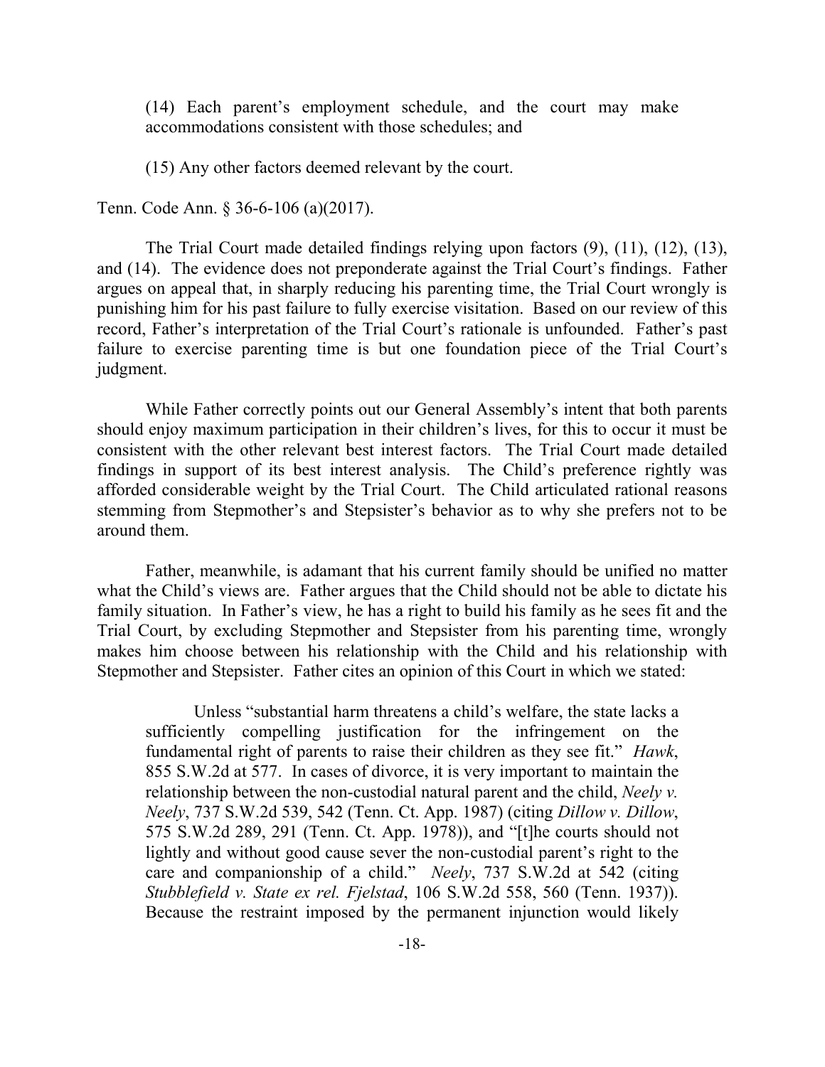> (14) Each parent's employment schedule, and the court may make accommodations consistent with those schedules; and
>
> (15) Any other factors deemed relevant by the court.

Tenn. Code Ann. § 36-6-106 (a)(2017).

The Trial Court made detailed findings relying upon factors (9), (11), (12), (13), and (14). The evidence does not preponderate against the Trial Court's findings. Father argues on appeal that, in sharply reducing his parenting time, the Trial Court wrongly is punishing him for his past failure to fully exercise visitation. Based on our review of this record, Father's interpretation of the Trial Court's rationale is unfounded. Father's past failure to exercise parenting time is but one foundation piece of the Trial Court's judgment.

While Father correctly points out our General Assembly's intent that both parents should enjoy maximum participation in their children's lives, for this to occur it must be consistent with the other relevant best interest factors. The Trial Court made detailed findings in support of its best interest analysis. The Child's preference rightly was afforded considerable weight by the Trial Court. The Child articulated rational reasons stemming from Stepmother's and Stepsister's behavior as to why she prefers not to be around them.

Father, meanwhile, is adamant that his current family should be unified no matter what the Child's views are. Father argues that the Child should not be able to dictate his family situation. In Father's view, he has a right to build his family as he sees fit and the Trial Court, by excluding Stepmother and Stepsister from his parenting time, wrongly makes him choose between his relationship with the Child and his relationship with Stepmother and Stepsister. Father cites an opinion of this Court in which we stated:

> Unless "substantial harm threatens a child's welfare, the state lacks a sufficiently compelling justification for the infringement on the fundamental right of parents to raise their children as they see fit." *Hawk*, 855 S.W.2d at 577. In cases of divorce, it is very important to maintain the relationship between the non-custodial natural parent and the child, *Neely v. Neely*, 737 S.W.2d 539, 542 (Tenn. Ct. App. 1987) (citing *Dillow v. Dillow*, 575 S.W.2d 289, 291 (Tenn. Ct. App. 1978)), and "[t]he courts should not lightly and without good cause sever the non-custodial parent's right to the care and companionship of a child." *Neely*, 737 S.W.2d at 542 (citing *Stubblefield v. State ex rel. Fjelstad*, 106 S.W.2d 558, 560 (Tenn. 1937)). Because the restraint imposed by the permanent injunction would likely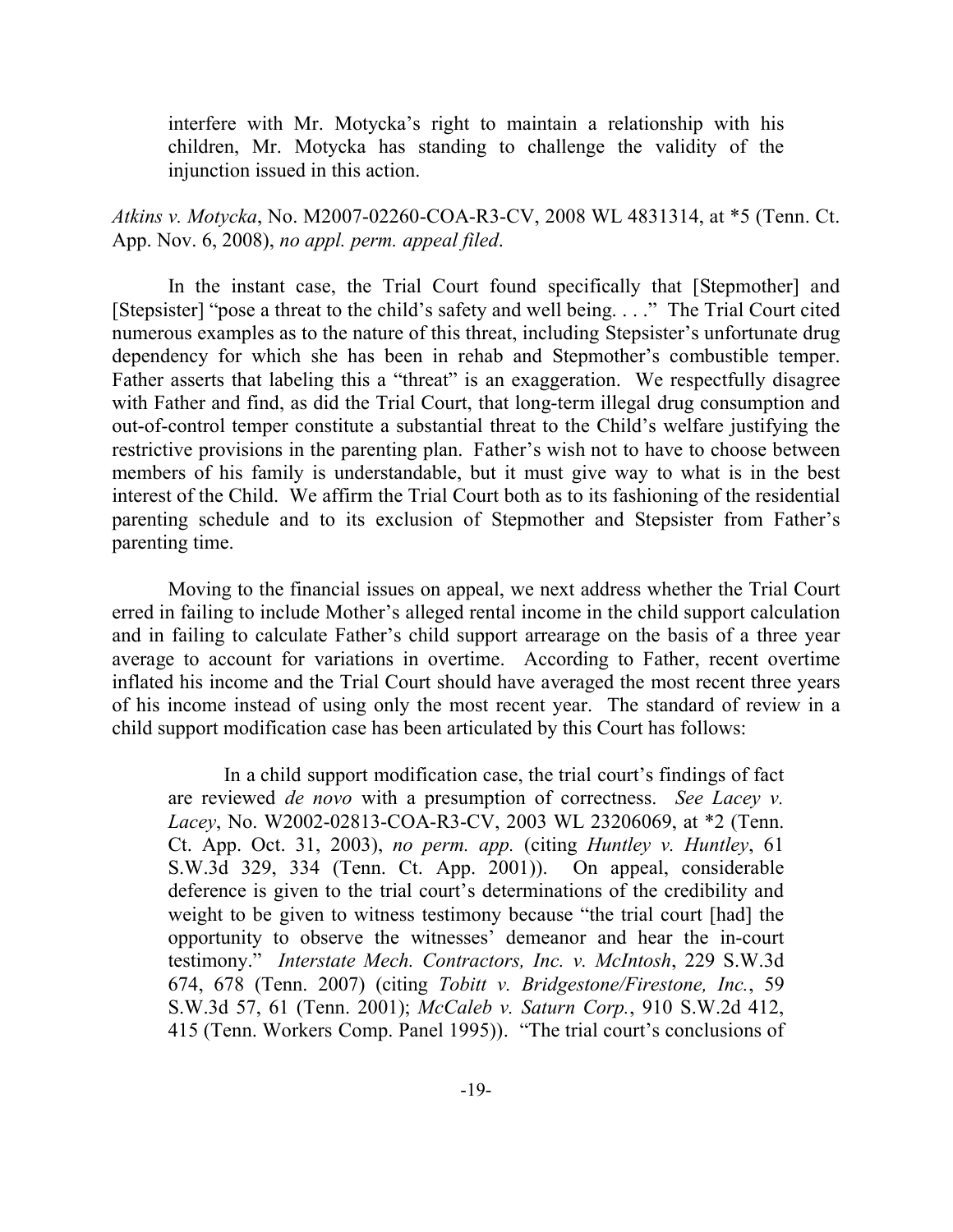> interfere with Mr. Motycka's right to maintain a relationship with his children, Mr. Motycka has standing to challenge the validity of the injunction issued in this action.

*Atkins v. Motycka*, No. M2007-02260-COA-R3-CV, 2008 WL 4831314, at *5 (Tenn. Ct. App. Nov. 6, 2008), *no appl. perm. appeal filed*.

In the instant case, the Trial Court found specifically that [Stepmother] and [Stepsister] "pose a threat to the child's safety and well being. . . ." The Trial Court cited numerous examples as to the nature of this threat, including Stepsister's unfortunate drug dependency for which she has been in rehab and Stepmother's combustible temper. Father asserts that labeling this a "threat" is an exaggeration. We respectfully disagree with Father and find, as did the Trial Court, that long-term illegal drug consumption and out-of-control temper constitute a substantial threat to the Child's welfare justifying the restrictive provisions in the parenting plan. Father's wish not to have to choose between members of his family is understandable, but it must give way to what is in the best interest of the Child. We affirm the Trial Court both as to its fashioning of the residential parenting schedule and to its exclusion of Stepmother and Stepsister from Father's parenting time.

Moving to the financial issues on appeal, we next address whether the Trial Court erred in failing to include Mother's alleged rental income in the child support calculation and in failing to calculate Father's child support arrearage on the basis of a three year average to account for variations in overtime. According to Father, recent overtime inflated his income and the Trial Court should have averaged the most recent three years of his income instead of using only the most recent year. The standard of review in a child support modification case has been articulated by this Court has follows:

> In a child support modification case, the trial court's findings of fact are reviewed *de novo* with a presumption of correctness. *See Lacey v. Lacey*, No. W2002-02813-COA-R3-CV, 2003 WL 23206069, at *2 (Tenn. Ct. App. Oct. 31, 2003), *no perm. app.* (citing *Huntley v. Huntley*, 61 S.W.3d 329, 334 (Tenn. Ct. App. 2001)). On appeal, considerable deference is given to the trial court's determinations of the credibility and weight to be given to witness testimony because "the trial court [had] the opportunity to observe the witnesses' demeanor and hear the in-court testimony." *Interstate Mech. Contractors, Inc. v. McIntosh*, 229 S.W.3d 674, 678 (Tenn. 2007) (citing *Tobitt v. Bridgestone/Firestone, Inc.*, 59 S.W.3d 57, 61 (Tenn. 2001); *McCaleb v. Saturn Corp.*, 910 S.W.2d 412, 415 (Tenn. Workers Comp. Panel 1995)). "The trial court's conclusions of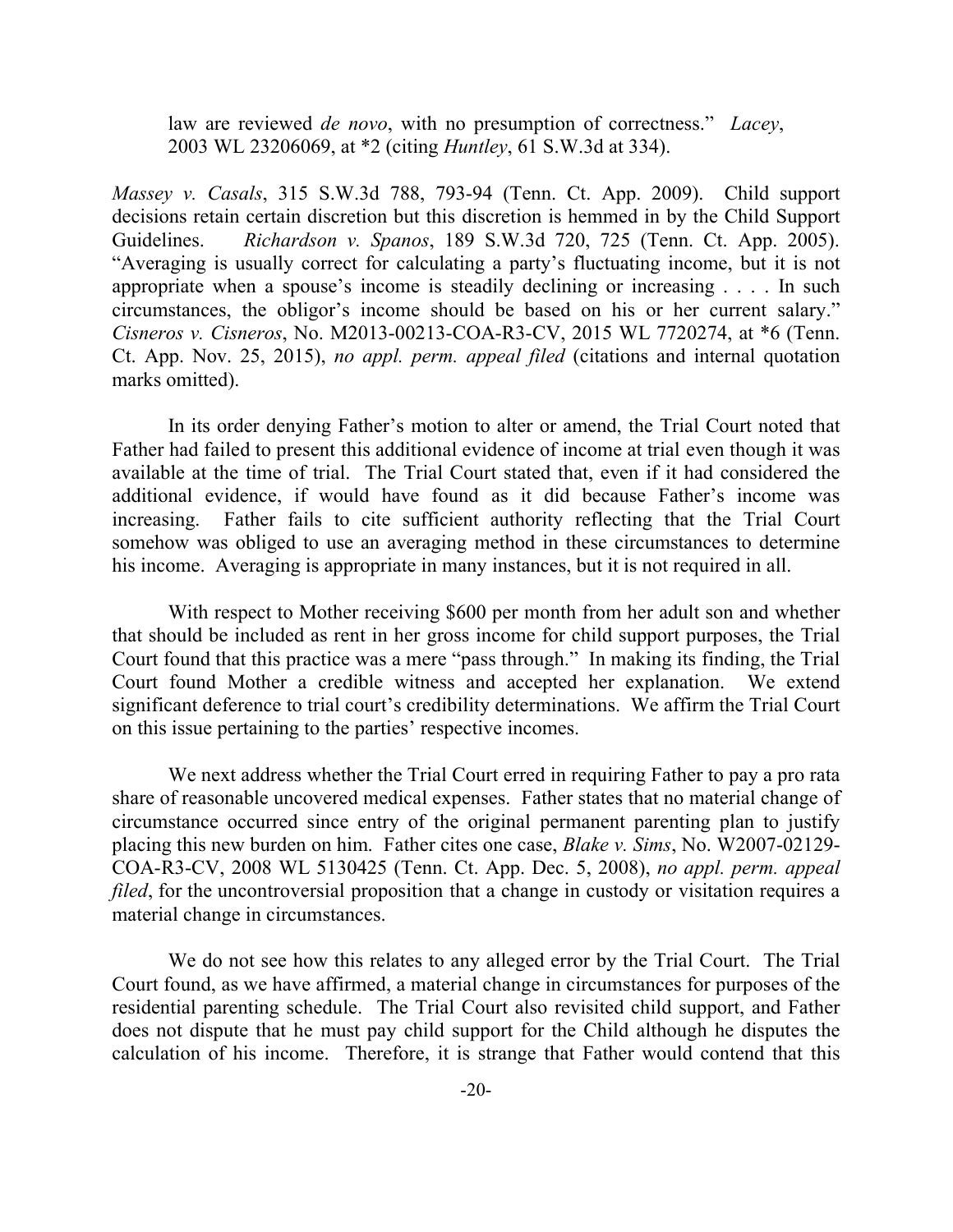> law are reviewed *de novo*, with no presumption of correctness." *Lacey*, 2003 WL 23206069, at *2 (citing *Huntley*, 61 S.W.3d at 334).

*Massey v. Casals*, 315 S.W.3d 788, 793-94 (Tenn. Ct. App. 2009). Child support decisions retain certain discretion but this discretion is hemmed in by the Child Support Guidelines. *Richardson v. Spanos*, 189 S.W.3d 720, 725 (Tenn. Ct. App. 2005). "Averaging is usually correct for calculating a party's fluctuating income, but it is not appropriate when a spouse's income is steadily declining or increasing . . . . In such circumstances, the obligor's income should be based on his or her current salary." *Cisneros v. Cisneros*, No. M2013-00213-COA-R3-CV, 2015 WL 7720274, at *6 (Tenn. Ct. App. Nov. 25, 2015), *no appl. perm. appeal filed* (citations and internal quotation marks omitted).

In its order denying Father's motion to alter or amend, the Trial Court noted that Father had failed to present this additional evidence of income at trial even though it was available at the time of trial. The Trial Court stated that, even if it had considered the additional evidence, if would have found as it did because Father's income was increasing. Father fails to cite sufficient authority reflecting that the Trial Court somehow was obliged to use an averaging method in these circumstances to determine his income. Averaging is appropriate in many instances, but it is not required in all.

With respect to Mother receiving $600 per month from her adult son and whether that should be included as rent in her gross income for child support purposes, the Trial Court found that this practice was a mere "pass through." In making its finding, the Trial Court found Mother a credible witness and accepted her explanation. We extend significant deference to trial court's credibility determinations. We affirm the Trial Court on this issue pertaining to the parties' respective incomes.

We next address whether the Trial Court erred in requiring Father to pay a pro rata share of reasonable uncovered medical expenses. Father states that no material change of circumstance occurred since entry of the original permanent parenting plan to justify placing this new burden on him. Father cites one case, *Blake v. Sims*, No. W2007-02129-COA-R3-CV, 2008 WL 5130425 (Tenn. Ct. App. Dec. 5, 2008), *no appl. perm. appeal filed*, for the uncontroversial proposition that a change in custody or visitation requires a material change in circumstances.

We do not see how this relates to any alleged error by the Trial Court. The Trial Court found, as we have affirmed, a material change in circumstances for purposes of the residential parenting schedule. The Trial Court also revisited child support, and Father does not dispute that he must pay child support for the Child although he disputes the calculation of his income. Therefore, it is strange that Father would contend that this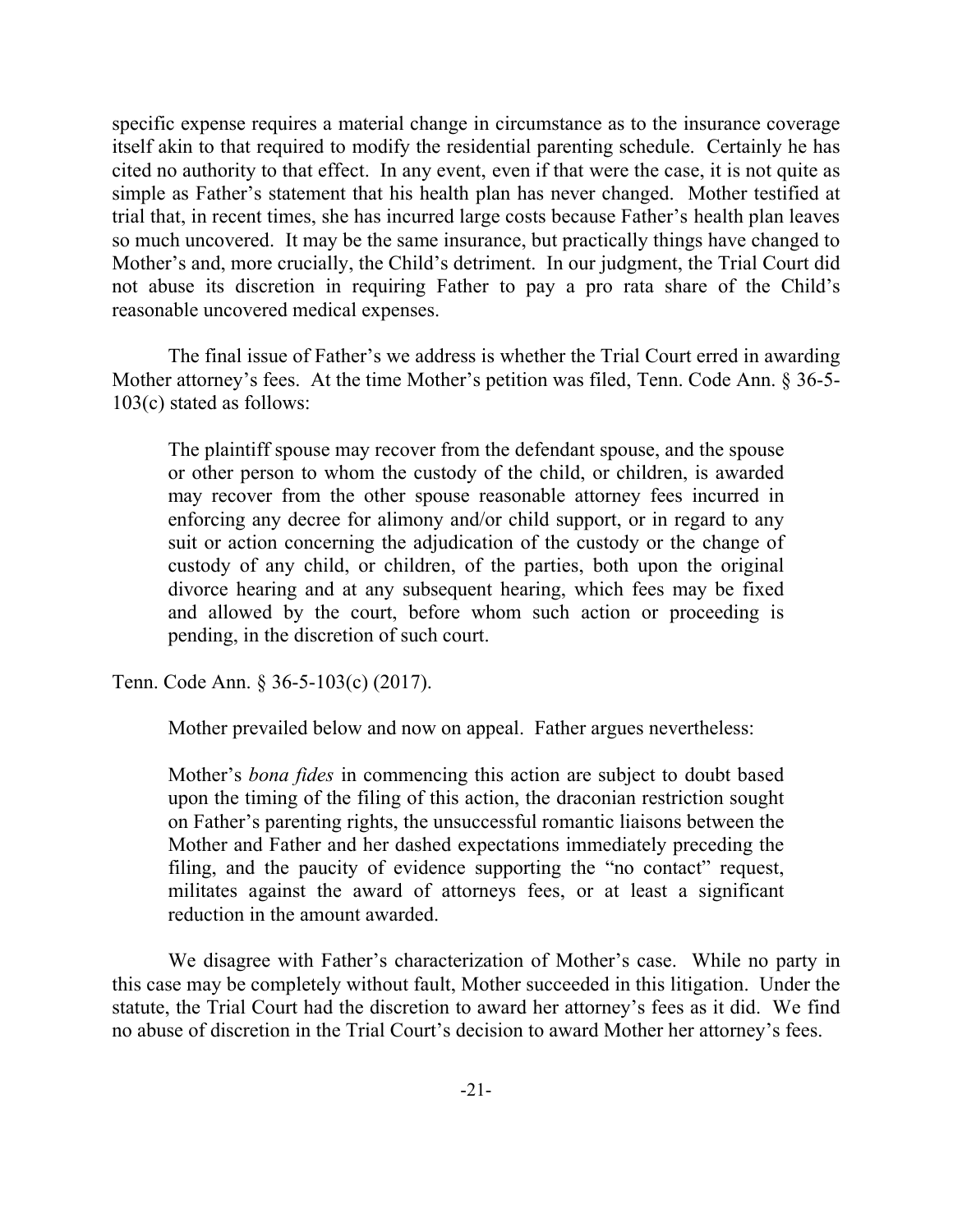specific expense requires a material change in circumstance as to the insurance coverage itself akin to that required to modify the residential parenting schedule. Certainly he has cited no authority to that effect. In any event, even if that were the case, it is not quite as simple as Father's statement that his health plan has never changed. Mother testified at trial that, in recent times, she has incurred large costs because Father's health plan leaves so much uncovered. It may be the same insurance, but practically things have changed to Mother's and, more crucially, the Child's detriment. In our judgment, the Trial Court did not abuse its discretion in requiring Father to pay a pro rata share of the Child's reasonable uncovered medical expenses.

The final issue of Father's we address is whether the Trial Court erred in awarding Mother attorney's fees. At the time Mother's petition was filed, Tenn. Code Ann. § 36-5-103(c) stated as follows:

> The plaintiff spouse may recover from the defendant spouse, and the spouse or other person to whom the custody of the child, or children, is awarded may recover from the other spouse reasonable attorney fees incurred in enforcing any decree for alimony and/or child support, or in regard to any suit or action concerning the adjudication of the custody or the change of custody of any child, or children, of the parties, both upon the original divorce hearing and at any subsequent hearing, which fees may be fixed and allowed by the court, before whom such action or proceeding is pending, in the discretion of such court.

Tenn. Code Ann. § 36-5-103(c) (2017).

Mother prevailed below and now on appeal. Father argues nevertheless:

> Mother's *bona fides* in commencing this action are subject to doubt based upon the timing of the filing of this action, the draconian restriction sought on Father's parenting rights, the unsuccessful romantic liaisons between the Mother and Father and her dashed expectations immediately preceding the filing, and the paucity of evidence supporting the "no contact" request, militates against the award of attorneys fees, or at least a significant reduction in the amount awarded.

We disagree with Father's characterization of Mother's case. While no party in this case may be completely without fault, Mother succeeded in this litigation. Under the statute, the Trial Court had the discretion to award her attorney's fees as it did. We find no abuse of discretion in the Trial Court's decision to award Mother her attorney's fees.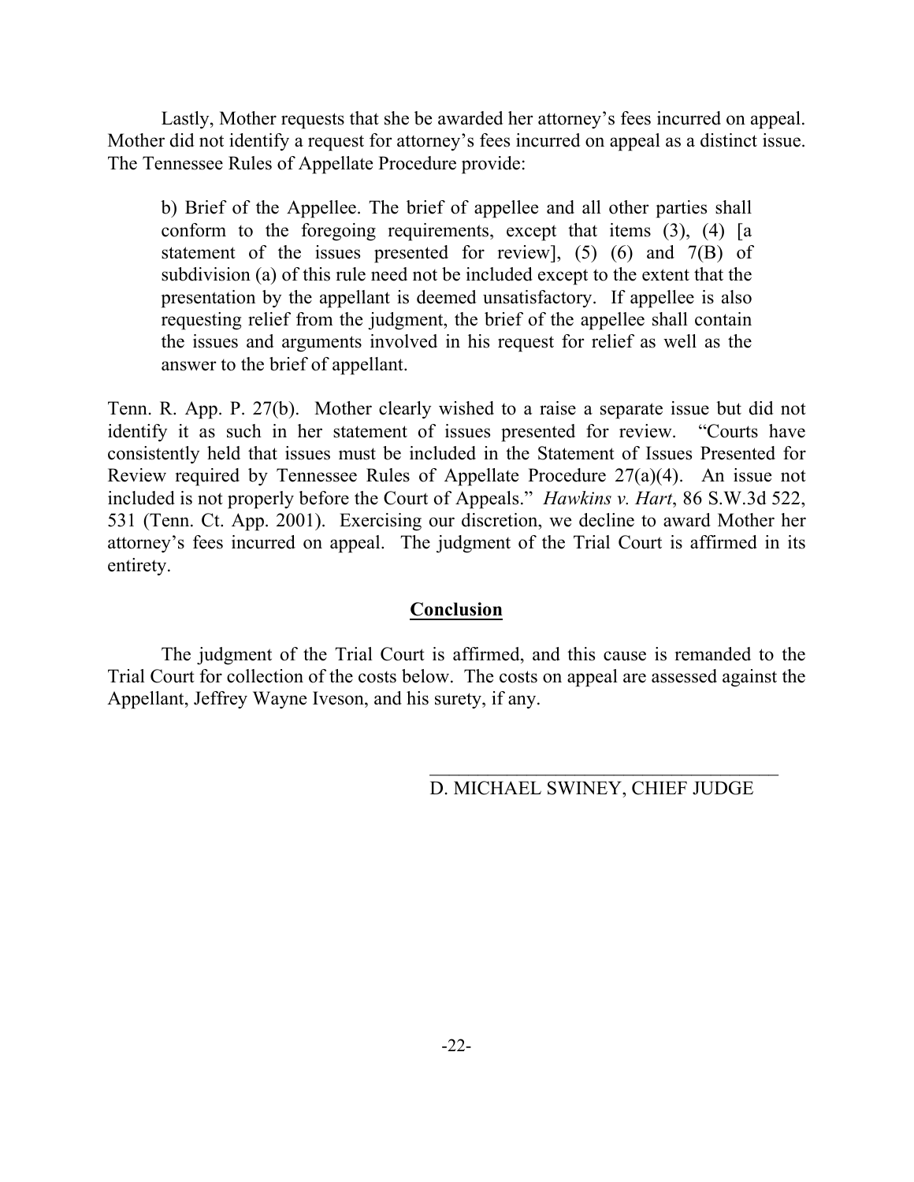Lastly, Mother requests that she be awarded her attorney's fees incurred on appeal. Mother did not identify a request for attorney's fees incurred on appeal as a distinct issue. The Tennessee Rules of Appellate Procedure provide:

> b) Brief of the Appellee. The brief of appellee and all other parties shall conform to the foregoing requirements, except that items (3), (4) [a statement of the issues presented for review], (5) (6) and 7(B) of subdivision (a) of this rule need not be included except to the extent that the presentation by the appellant is deemed unsatisfactory. If appellee is also requesting relief from the judgment, the brief of the appellee shall contain the issues and arguments involved in his request for relief as well as the answer to the brief of appellant.

Tenn. R. App. P. 27(b). Mother clearly wished to a raise a separate issue but did not identify it as such in her statement of issues presented for review. "Courts have consistently held that issues must be included in the Statement of Issues Presented for Review required by Tennessee Rules of Appellate Procedure 27(a)(4). An issue not included is not properly before the Court of Appeals." *Hawkins v. Hart*, 86 S.W.3d 522, 531 (Tenn. Ct. App. 2001). Exercising our discretion, we decline to award Mother her attorney's fees incurred on appeal. The judgment of the Trial Court is affirmed in its entirety.

## Conclusion

The judgment of the Trial Court is affirmed, and this cause is remanded to the Trial Court for collection of the costs below. The costs on appeal are assessed against the Appellant, Jeffrey Wayne Iveson, and his surety, if any.

\_\_\_\_\_\_\_\_\_\_\_\_\_\_\_\_\_\_\_\_\_\_\_\_\_\_\_\_\_\_\_\_\_\_\_\_\_\_

D. MICHAEL SWINEY, CHIEF JUDGE